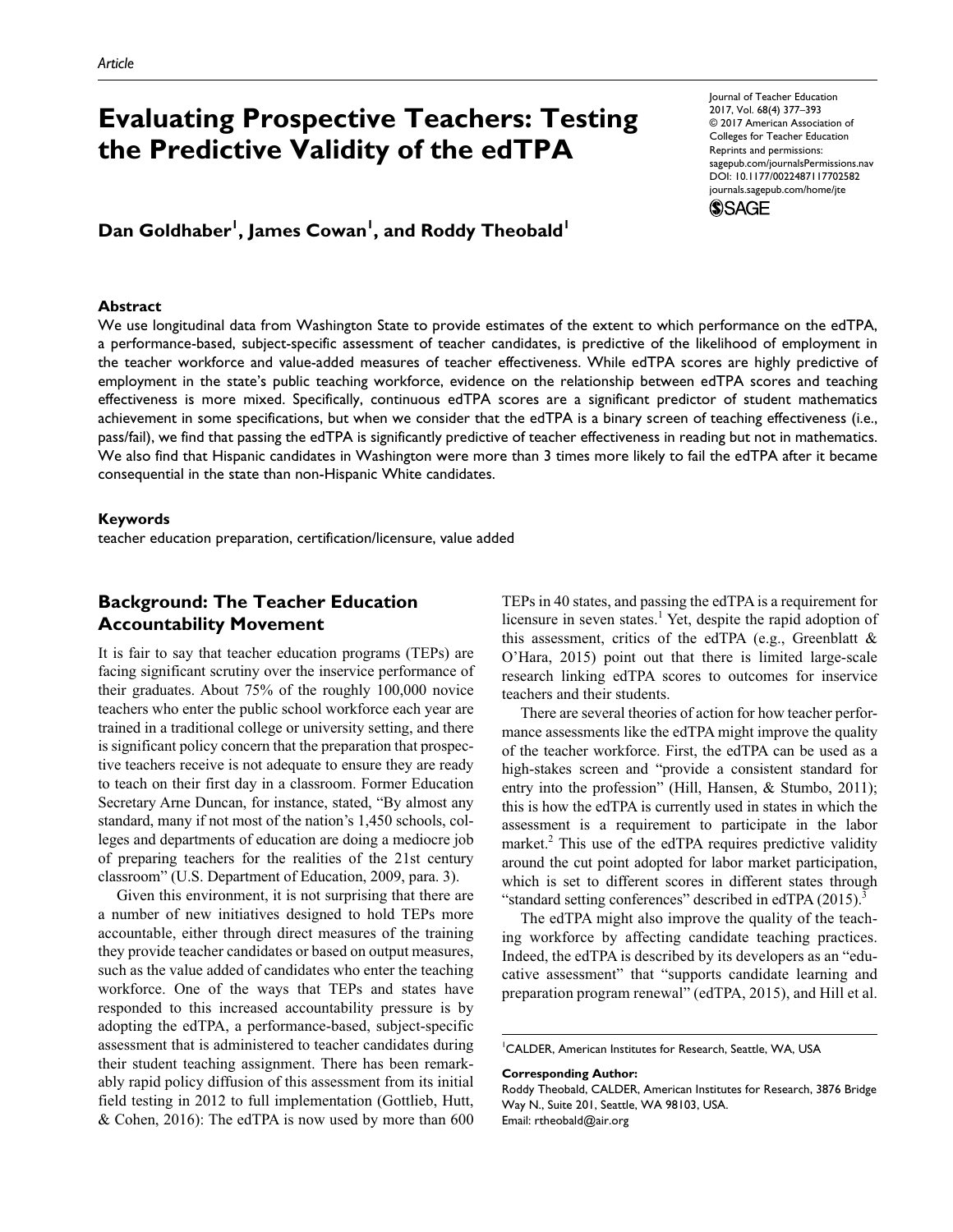Article

# Evaluating Prospective Teachers: Testing the Predictive Validity of the edTPA

Journal of Teacher Education
2017, Vol. 68(4) 377–393
© 2017 American Association of Colleges for Teacher Education
Reprints and permissions: sagepub.com/journalsPermissions.nav
DOI: 10.1177/0022487117702582
journals.sagepub.com/home/jte

**Dan Goldhaber[1], James Cowan[1], and Roddy Theobald[1]**

## Abstract

We use longitudinal data from Washington State to provide estimates of the extent to which performance on the edTPA, a performance-based, subject-specific assessment of teacher candidates, is predictive of the likelihood of employment in the teacher workforce and value-added measures of teacher effectiveness. While edTPA scores are highly predictive of employment in the state's public teaching workforce, evidence on the relationship between edTPA scores and teaching effectiveness is more mixed. Specifically, continuous edTPA scores are a significant predictor of student mathematics achievement in some specifications, but when we consider that the edTPA is a binary screen of teaching effectiveness (i.e., pass/fail), we find that passing the edTPA is significantly predictive of teacher effectiveness in reading but not in mathematics. We also find that Hispanic candidates in Washington were more than 3 times more likely to fail the edTPA after it became consequential in the state than non-Hispanic White candidates.

## Keywords

teacher education preparation, certification/licensure, value added

## Background: The Teacher Education Accountability Movement

It is fair to say that teacher education programs (TEPs) are facing significant scrutiny over the inservice performance of their graduates. About 75% of the roughly 100,000 novice teachers who enter the public school workforce each year are trained in a traditional college or university setting, and there is significant policy concern that the preparation that prospective teachers receive is not adequate to ensure they are ready to teach on their first day in a classroom. Former Education Secretary Arne Duncan, for instance, stated, "By almost any standard, many if not most of the nation's 1,450 schools, colleges and departments of education are doing a mediocre job of preparing teachers for the realities of the 21st century classroom" (U.S. Department of Education, 2009, para. 3).

Given this environment, it is not surprising that there are a number of new initiatives designed to hold TEPs more accountable, either through direct measures of the training they provide teacher candidates or based on output measures, such as the value added of candidates who enter the teaching workforce. One of the ways that TEPs and states have responded to this increased accountability pressure is by adopting the edTPA, a performance-based, subject-specific assessment that is administered to teacher candidates during their student teaching assignment. There has been remarkably rapid policy diffusion of this assessment from its initial field testing in 2012 to full implementation (Gottlieb, Hutt, & Cohen, 2016): The edTPA is now used by more than 600 TEPs in 40 states, and passing the edTPA is a requirement for licensure in seven states.[1] Yet, despite the rapid adoption of this assessment, critics of the edTPA (e.g., Greenblatt & O'Hara, 2015) point out that there is limited large-scale research linking edTPA scores to outcomes for inservice teachers and their students.

There are several theories of action for how teacher performance assessments like the edTPA might improve the quality of the teacher workforce. First, the edTPA can be used as a high-stakes screen and "provide a consistent standard for entry into the profession" (Hill, Hansen, & Stumbo, 2011); this is how the edTPA is currently used in states in which the assessment is a requirement to participate in the labor market.[2] This use of the edTPA requires predictive validity around the cut point adopted for labor market participation, which is set to different scores in different states through "standard setting conferences" described in edTPA (2015).[3]

The edTPA might also improve the quality of the teaching workforce by affecting candidate teaching practices. Indeed, the edTPA is described by its developers as an "educative assessment" that "supports candidate learning and preparation program renewal" (edTPA, 2015), and Hill et al.

[1]CALDER, American Institutes for Research, Seattle, WA, USA

**Corresponding Author:**
Roddy Theobald, CALDER, American Institutes for Research, 3876 Bridge Way N., Suite 201, Seattle, WA 98103, USA.
Email: rtheobald@air.org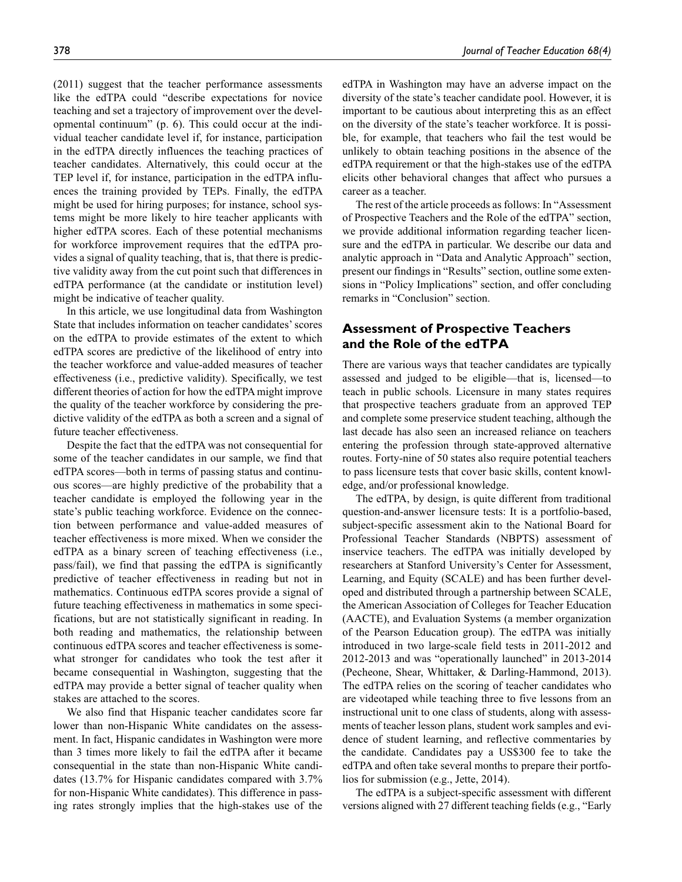(2011) suggest that the teacher performance assessments like the edTPA could "describe expectations for novice teaching and set a trajectory of improvement over the developmental continuum" (p. 6). This could occur at the individual teacher candidate level if, for instance, participation in the edTPA directly influences the teaching practices of teacher candidates. Alternatively, this could occur at the TEP level if, for instance, participation in the edTPA influences the training provided by TEPs. Finally, the edTPA might be used for hiring purposes; for instance, school systems might be more likely to hire teacher applicants with higher edTPA scores. Each of these potential mechanisms for workforce improvement requires that the edTPA provides a signal of quality teaching, that is, that there is predictive validity away from the cut point such that differences in edTPA performance (at the candidate or institution level) might be indicative of teacher quality.

In this article, we use longitudinal data from Washington State that includes information on teacher candidates' scores on the edTPA to provide estimates of the extent to which edTPA scores are predictive of the likelihood of entry into the teacher workforce and value-added measures of teacher effectiveness (i.e., predictive validity). Specifically, we test different theories of action for how the edTPA might improve the quality of the teacher workforce by considering the predictive validity of the edTPA as both a screen and a signal of future teacher effectiveness.

Despite the fact that the edTPA was not consequential for some of the teacher candidates in our sample, we find that edTPA scores—both in terms of passing status and continuous scores—are highly predictive of the probability that a teacher candidate is employed the following year in the state's public teaching workforce. Evidence on the connection between performance and value-added measures of teacher effectiveness is more mixed. When we consider the edTPA as a binary screen of teaching effectiveness (i.e., pass/fail), we find that passing the edTPA is significantly predictive of teacher effectiveness in reading but not in mathematics. Continuous edTPA scores provide a signal of future teaching effectiveness in mathematics in some specifications, but are not statistically significant in reading. In both reading and mathematics, the relationship between continuous edTPA scores and teacher effectiveness is somewhat stronger for candidates who took the test after it became consequential in Washington, suggesting that the edTPA may provide a better signal of teacher quality when stakes are attached to the scores.

We also find that Hispanic teacher candidates score far lower than non-Hispanic White candidates on the assessment. In fact, Hispanic candidates in Washington were more than 3 times more likely to fail the edTPA after it became consequential in the state than non-Hispanic White candidates (13.7% for Hispanic candidates compared with 3.7% for non-Hispanic White candidates). This difference in passing rates strongly implies that the high-stakes use of the edTPA in Washington may have an adverse impact on the diversity of the state's teacher candidate pool. However, it is important to be cautious about interpreting this as an effect on the diversity of the state's teacher workforce. It is possible, for example, that teachers who fail the test would be unlikely to obtain teaching positions in the absence of the edTPA requirement or that the high-stakes use of the edTPA elicits other behavioral changes that affect who pursues a career as a teacher.

The rest of the article proceeds as follows: In "Assessment of Prospective Teachers and the Role of the edTPA" section, we provide additional information regarding teacher licensure and the edTPA in particular. We describe our data and analytic approach in "Data and Analytic Approach" section, present our findings in "Results" section, outline some extensions in "Policy Implications" section, and offer concluding remarks in "Conclusion" section.

## Assessment of Prospective Teachers and the Role of the edTPA

There are various ways that teacher candidates are typically assessed and judged to be eligible—that is, licensed—to teach in public schools. Licensure in many states requires that prospective teachers graduate from an approved TEP and complete some preservice student teaching, although the last decade has also seen an increased reliance on teachers entering the profession through state-approved alternative routes. Forty-nine of 50 states also require potential teachers to pass licensure tests that cover basic skills, content knowledge, and/or professional knowledge.

The edTPA, by design, is quite different from traditional question-and-answer licensure tests: It is a portfolio-based, subject-specific assessment akin to the National Board for Professional Teacher Standards (NBPTS) assessment of inservice teachers. The edTPA was initially developed by researchers at Stanford University's Center for Assessment, Learning, and Equity (SCALE) and has been further developed and distributed through a partnership between SCALE, the American Association of Colleges for Teacher Education (AACTE), and Evaluation Systems (a member organization of the Pearson Education group). The edTPA was initially introduced in two large-scale field tests in 2011-2012 and 2012-2013 and was "operationally launched" in 2013-2014 (Pecheone, Shear, Whittaker, & Darling-Hammond, 2013). The edTPA relies on the scoring of teacher candidates who are videotaped while teaching three to five lessons from an instructional unit to one class of students, along with assessments of teacher lesson plans, student work samples and evidence of student learning, and reflective commentaries by the candidate. Candidates pay a US$300 fee to take the edTPA and often take several months to prepare their portfolios for submission (e.g., Jette, 2014).

The edTPA is a subject-specific assessment with different versions aligned with 27 different teaching fields (e.g., "Early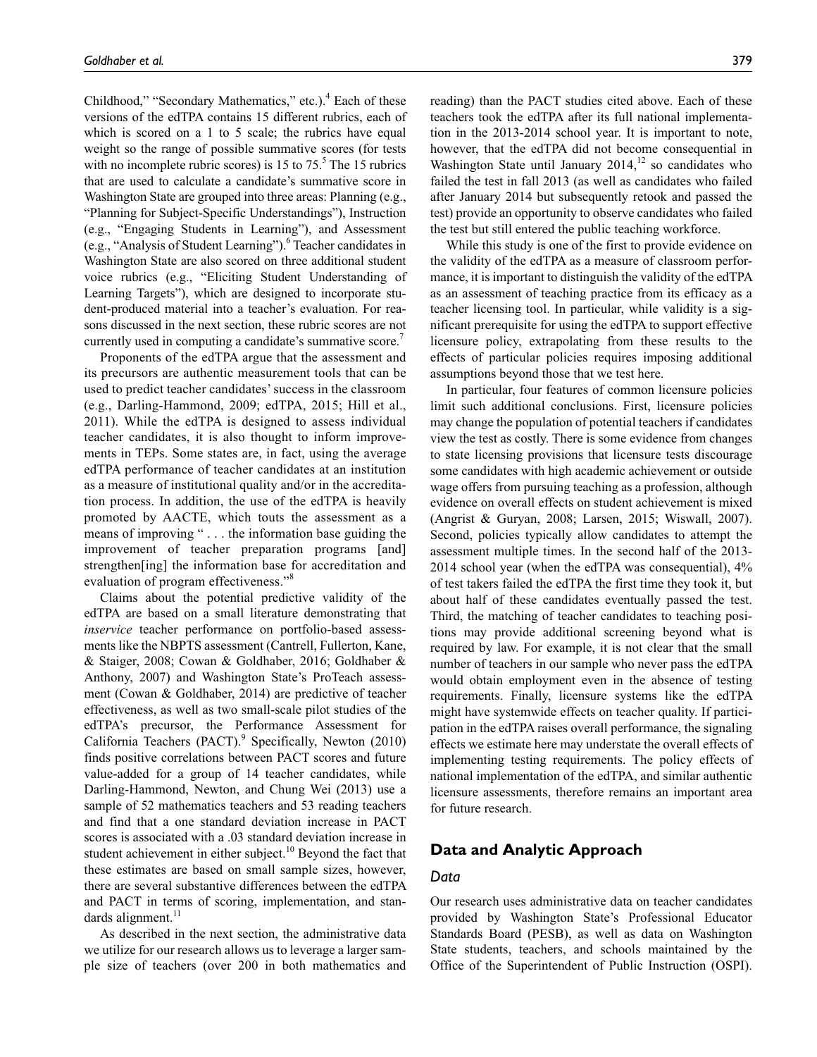Childhood," "Secondary Mathematics," etc.).[4] Each of these versions of the edTPA contains 15 different rubrics, each of which is scored on a 1 to 5 scale; the rubrics have equal weight so the range of possible summative scores (for tests with no incomplete rubric scores) is 15 to 75.[5] The 15 rubrics that are used to calculate a candidate's summative score in Washington State are grouped into three areas: Planning (e.g., "Planning for Subject-Specific Understandings"), Instruction (e.g., "Engaging Students in Learning"), and Assessment (e.g., "Analysis of Student Learning").[6] Teacher candidates in Washington State are also scored on three additional student voice rubrics (e.g., "Eliciting Student Understanding of Learning Targets"), which are designed to incorporate student-produced material into a teacher's evaluation. For reasons discussed in the next section, these rubric scores are not currently used in computing a candidate's summative score.[7]

Proponents of the edTPA argue that the assessment and its precursors are authentic measurement tools that can be used to predict teacher candidates' success in the classroom (e.g., Darling-Hammond, 2009; edTPA, 2015; Hill et al., 2011). While the edTPA is designed to assess individual teacher candidates, it is also thought to inform improvements in TEPs. Some states are, in fact, using the average edTPA performance of teacher candidates at an institution as a measure of institutional quality and/or in the accreditation process. In addition, the use of the edTPA is heavily promoted by AACTE, which touts the assessment as a means of improving " . . . the information base guiding the improvement of teacher preparation programs [and] strengthen[ing] the information base for accreditation and evaluation of program effectiveness."[8]

Claims about the potential predictive validity of the edTPA are based on a small literature demonstrating that *inservice* teacher performance on portfolio-based assessments like the NBPTS assessment (Cantrell, Fullerton, Kane, & Staiger, 2008; Cowan & Goldhaber, 2016; Goldhaber & Anthony, 2007) and Washington State's ProTeach assessment (Cowan & Goldhaber, 2014) are predictive of teacher effectiveness, as well as two small-scale pilot studies of the edTPA's precursor, the Performance Assessment for California Teachers (PACT).[9] Specifically, Newton (2010) finds positive correlations between PACT scores and future value-added for a group of 14 teacher candidates, while Darling-Hammond, Newton, and Chung Wei (2013) use a sample of 52 mathematics teachers and 53 reading teachers and find that a one standard deviation increase in PACT scores is associated with a .03 standard deviation increase in student achievement in either subject.[10] Beyond the fact that these estimates are based on small sample sizes, however, there are several substantive differences between the edTPA and PACT in terms of scoring, implementation, and standards alignment.[11]

As described in the next section, the administrative data we utilize for our research allows us to leverage a larger sample size of teachers (over 200 in both mathematics and reading) than the PACT studies cited above. Each of these teachers took the edTPA after its full national implementation in the 2013-2014 school year. It is important to note, however, that the edTPA did not become consequential in Washington State until January 2014,[12] so candidates who failed the test in fall 2013 (as well as candidates who failed after January 2014 but subsequently retook and passed the test) provide an opportunity to observe candidates who failed the test but still entered the public teaching workforce.

While this study is one of the first to provide evidence on the validity of the edTPA as a measure of classroom performance, it is important to distinguish the validity of the edTPA as an assessment of teaching practice from its efficacy as a teacher licensing tool. In particular, while validity is a significant prerequisite for using the edTPA to support effective licensure policy, extrapolating from these results to the effects of particular policies requires imposing additional assumptions beyond those that we test here.

In particular, four features of common licensure policies limit such additional conclusions. First, licensure policies may change the population of potential teachers if candidates view the test as costly. There is some evidence from changes to state licensing provisions that licensure tests discourage some candidates with high academic achievement or outside wage offers from pursuing teaching as a profession, although evidence on overall effects on student achievement is mixed (Angrist & Guryan, 2008; Larsen, 2015; Wiswall, 2007). Second, policies typically allow candidates to attempt the assessment multiple times. In the second half of the 2013-2014 school year (when the edTPA was consequential), 4% of test takers failed the edTPA the first time they took it, but about half of these candidates eventually passed the test. Third, the matching of teacher candidates to teaching positions may provide additional screening beyond what is required by law. For example, it is not clear that the small number of teachers in our sample who never pass the edTPA would obtain employment even in the absence of testing requirements. Finally, licensure systems like the edTPA might have systemwide effects on teacher quality. If participation in the edTPA raises overall performance, the signaling effects we estimate here may understate the overall effects of implementing testing requirements. The policy effects of national implementation of the edTPA, and similar authentic licensure assessments, therefore remains an important area for future research.

## Data and Analytic Approach

### Data

Our research uses administrative data on teacher candidates provided by Washington State's Professional Educator Standards Board (PESB), as well as data on Washington State students, teachers, and schools maintained by the Office of the Superintendent of Public Instruction (OSPI).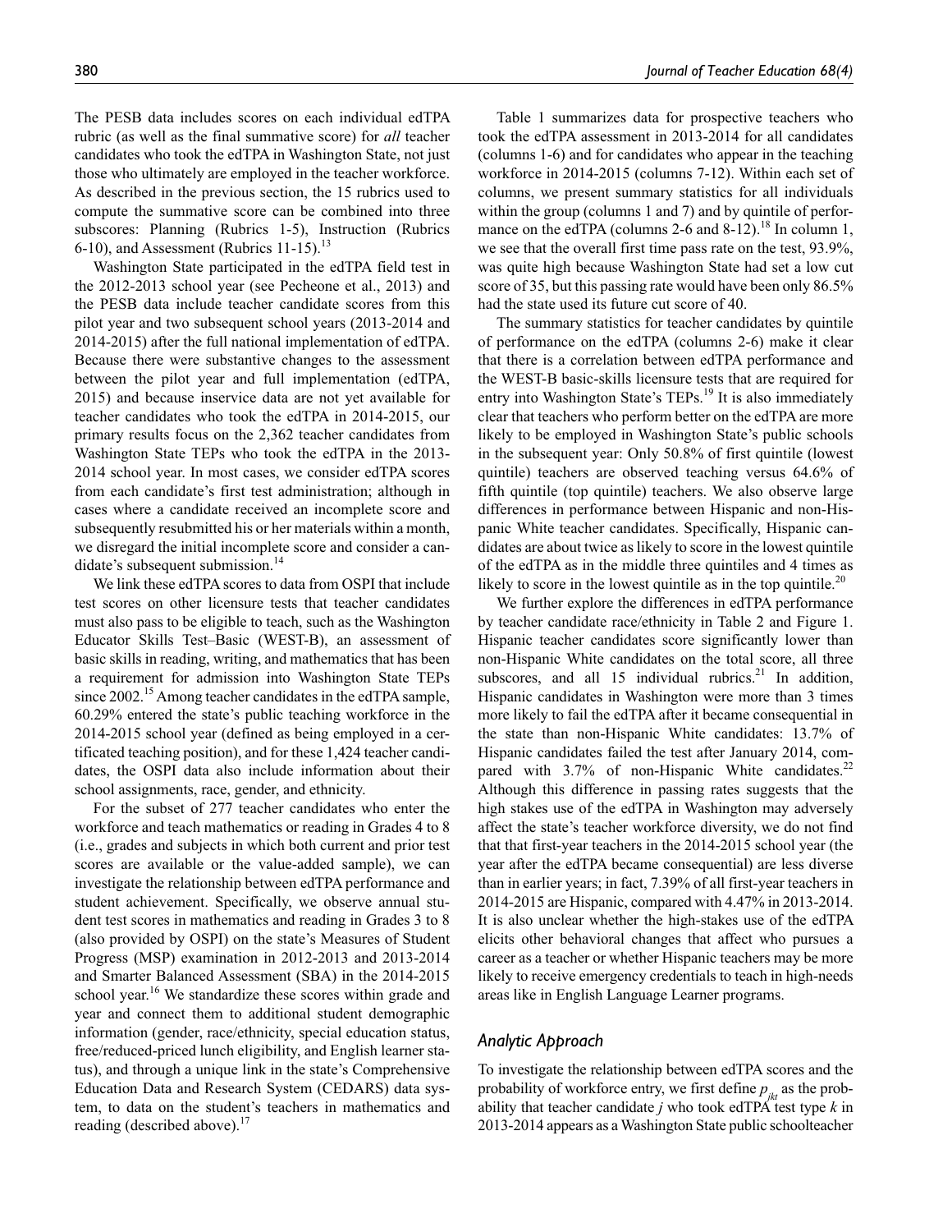The PESB data includes scores on each individual edTPA rubric (as well as the final summative score) for *all* teacher candidates who took the edTPA in Washington State, not just those who ultimately are employed in the teacher workforce. As described in the previous section, the 15 rubrics used to compute the summative score can be combined into three subscores: Planning (Rubrics 1-5), Instruction (Rubrics 6-10), and Assessment (Rubrics 11-15).[13]

Washington State participated in the edTPA field test in the 2012-2013 school year (see Pecheone et al., 2013) and the PESB data include teacher candidate scores from this pilot year and two subsequent school years (2013-2014 and 2014-2015) after the full national implementation of edTPA. Because there were substantive changes to the assessment between the pilot year and full implementation (edTPA, 2015) and because inservice data are not yet available for teacher candidates who took the edTPA in 2014-2015, our primary results focus on the 2,362 teacher candidates from Washington State TEPs who took the edTPA in the 2013-2014 school year. In most cases, we consider edTPA scores from each candidate's first test administration; although in cases where a candidate received an incomplete score and subsequently resubmitted his or her materials within a month, we disregard the initial incomplete score and consider a candidate's subsequent submission.[14]

We link these edTPA scores to data from OSPI that include test scores on other licensure tests that teacher candidates must also pass to be eligible to teach, such as the Washington Educator Skills Test–Basic (WEST-B), an assessment of basic skills in reading, writing, and mathematics that has been a requirement for admission into Washington State TEPs since 2002.[15] Among teacher candidates in the edTPA sample, 60.29% entered the state's public teaching workforce in the 2014-2015 school year (defined as being employed in a certificated teaching position), and for these 1,424 teacher candidates, the OSPI data also include information about their school assignments, race, gender, and ethnicity.

For the subset of 277 teacher candidates who enter the workforce and teach mathematics or reading in Grades 4 to 8 (i.e., grades and subjects in which both current and prior test scores are available or the value-added sample), we can investigate the relationship between edTPA performance and student achievement. Specifically, we observe annual student test scores in mathematics and reading in Grades 3 to 8 (also provided by OSPI) on the state's Measures of Student Progress (MSP) examination in 2012-2013 and 2013-2014 and Smarter Balanced Assessment (SBA) in the 2014-2015 school year.[16] We standardize these scores within grade and year and connect them to additional student demographic information (gender, race/ethnicity, special education status, free/reduced-priced lunch eligibility, and English learner status), and through a unique link in the state's Comprehensive Education Data and Research System (CEDARS) data system, to data on the student's teachers in mathematics and reading (described above).[17]

Table 1 summarizes data for prospective teachers who took the edTPA assessment in 2013-2014 for all candidates (columns 1-6) and for candidates who appear in the teaching workforce in 2014-2015 (columns 7-12). Within each set of columns, we present summary statistics for all individuals within the group (columns 1 and 7) and by quintile of performance on the edTPA (columns 2-6 and 8-12).[18] In column 1, we see that the overall first time pass rate on the test, 93.9%, was quite high because Washington State had set a low cut score of 35, but this passing rate would have been only 86.5% had the state used its future cut score of 40.

The summary statistics for teacher candidates by quintile of performance on the edTPA (columns 2-6) make it clear that there is a correlation between edTPA performance and the WEST-B basic-skills licensure tests that are required for entry into Washington State's TEPs.[19] It is also immediately clear that teachers who perform better on the edTPA are more likely to be employed in Washington State's public schools in the subsequent year: Only 50.8% of first quintile (lowest quintile) teachers are observed teaching versus 64.6% of fifth quintile (top quintile) teachers. We also observe large differences in performance between Hispanic and non-Hispanic White teacher candidates. Specifically, Hispanic candidates are about twice as likely to score in the lowest quintile of the edTPA as in the middle three quintiles and 4 times as likely to score in the lowest quintile as in the top quintile.[20]

We further explore the differences in edTPA performance by teacher candidate race/ethnicity in Table 2 and Figure 1. Hispanic teacher candidates score significantly lower than non-Hispanic White candidates on the total score, all three subscores, and all 15 individual rubrics.[21] In addition, Hispanic candidates in Washington were more than 3 times more likely to fail the edTPA after it became consequential in the state than non-Hispanic White candidates: 13.7% of Hispanic candidates failed the test after January 2014, compared with 3.7% of non-Hispanic White candidates.[22] Although this difference in passing rates suggests that the high stakes use of the edTPA in Washington may adversely affect the state's teacher workforce diversity, we do not find that that first-year teachers in the 2014-2015 school year (the year after the edTPA became consequential) are less diverse than in earlier years; in fact, 7.39% of all first-year teachers in 2014-2015 are Hispanic, compared with 4.47% in 2013-2014. It is also unclear whether the high-stakes use of the edTPA elicits other behavioral changes that affect who pursues a career as a teacher or whether Hispanic teachers may be more likely to receive emergency credentials to teach in high-needs areas like in English Language Learner programs.

## Analytic Approach

To investigate the relationship between edTPA scores and the probability of workforce entry, we first define $p_{jkt}$ as the probability that teacher candidate $j$ who took edTPA test type $k$ in 2013-2014 appears as a Washington State public schoolteacher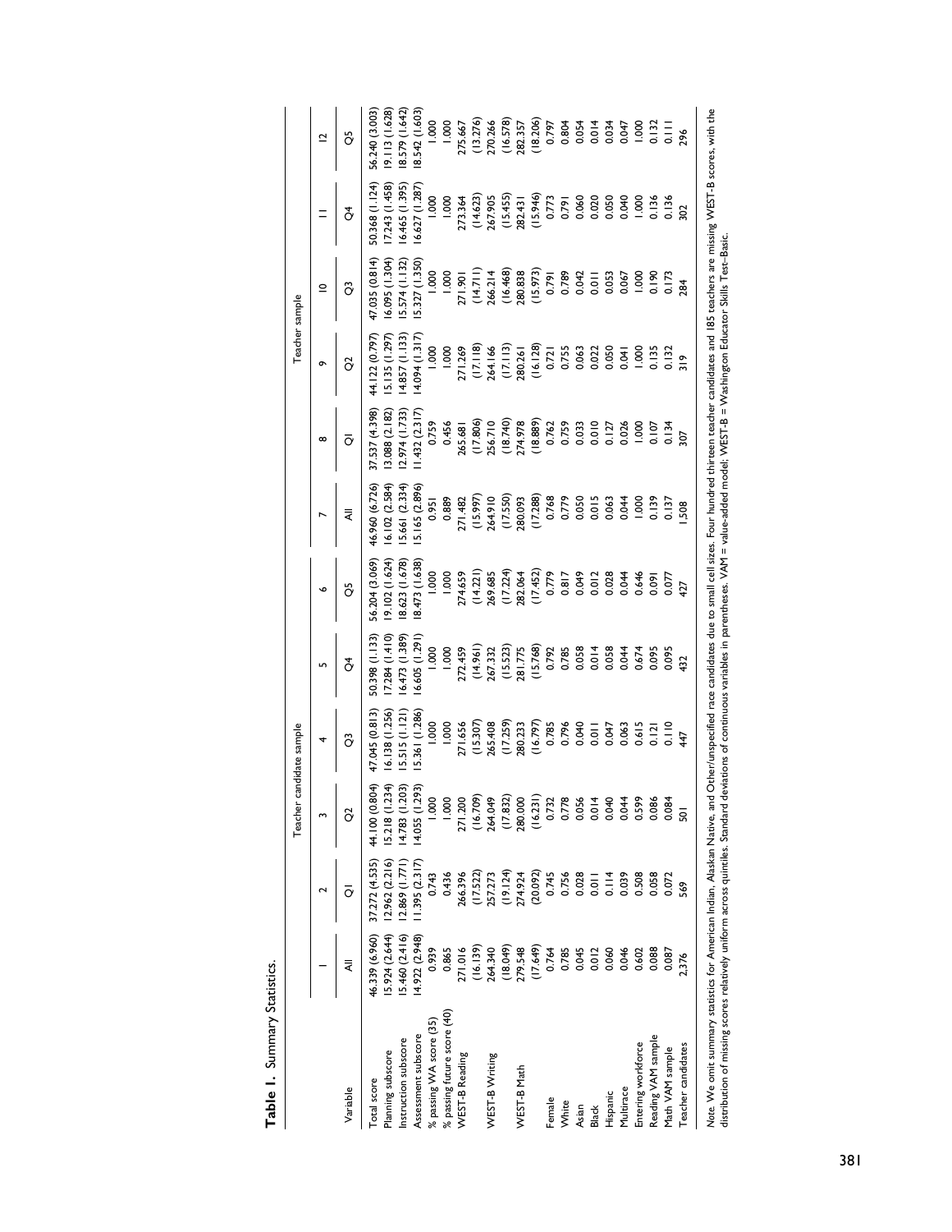**Table 1.** Summary Statistics.

| | Teacher candidate sample | | | | | | Teacher sample | | | | | |
|---|---|---|---|---|---|---|---|---|---|---|---|---|
| | 1 | 2 | 3 | 4 | 5 | 6 | 7 | 8 | 9 | 10 | 11 | 12 |
| Variable | All | Q1 | Q2 | Q3 | Q4 | Q5 | All | Q1 | Q2 | Q3 | Q4 | Q5 |
| Total score | 46.339 (6.960) | 37.272 (4.535) | 44.100 (0.804) | 47.045 (0.813) | 50.398 (1.133) | 56.204 (3.069) | 46.960 (6.726) | 37.537 (4.398) | 44.122 (0.797) | 47.035 (0.814) | 50.368 (1.124) | 56.240 (3.003) |
| Planning subscore | 15.924 (2.644) | 12.962 (2.216) | 15.218 (1.234) | 16.138 (1.256) | 17.284 (1.410) | 19.102 (1.624) | 16.102 (2.584) | 13.088 (2.182) | 15.135 (1.297) | 16.095 (1.304) | 17.243 (1.458) | 19.113 (1.628) |
| Instruction subscore | 15.460 (2.416) | 12.869 (1.771) | 14.783 (1.203) | 15.515 (1.121) | 16.473 (1.389) | 18.623 (1.678) | 15.661 (2.334) | 12.974 (1.733) | 14.857 (1.133) | 15.574 (1.132) | 16.465 (1.395) | 18.579 (1.642) |
| Assessment subscore | 14.922 (2.948) | 11.395 (2.317) | 14.055 (1.293) | 15.361 (1.286) | 16.605 (1.291) | 18.473 (1.638) | 15.165 (2.896) | 11.432 (2.317) | 14.094 (1.317) | 15.327 (1.350) | 16.627 (1.287) | 18.542 (1.603) |
| % passing WA score (35) | 0.939 | 0.743 | 1.000 | 1.000 | 1.000 | 1.000 | 0.951 | 0.759 | 1.000 | 1.000 | 1.000 | 1.000 |
| % passing future score (40) | 0.865 | 0.436 | 1.000 | 1.000 | 1.000 | 1.000 | 0.889 | 0.456 | 1.000 | 1.000 | 1.000 | 1.000 |
| WEST-B Reading | 271.016 | 266.396 | 271.200 | 271.656 | 272.459 | 274.659 | 271.482 | 265.681 | 271.269 | 271.901 | 273.364 | 275.667 |
| | (16.139) | (17.522) | (16.709) | (15.307) | (14.961) | (14.221) | (15.997) | (17.806) | (17.118) | (14.711) | (14.623) | (13.276) |
| WEST-B Writing | 264.340 | 257.273 | 264.049 | 265.408 | 267.332 | 269.685 | 264.910 | 256.710 | 264.166 | 266.214 | 267.905 | 270.266 |
| | (18.049) | (19.124) | (17.832) | (17.259) | (15.523) | (17.224) | (17.550) | (18.740) | (17.113) | (16.468) | (15.455) | (16.578) |
| WEST-B Math | 279.548 | 274.924 | 280.000 | 280.233 | 281.775 | 282.064 | 280.093 | 274.978 | 280.261 | 280.838 | 282.431 | 282.357 |
| | (17.649) | (20.092) | (16.231) | (16.797) | (15.768) | (17.452) | (17.288) | (18.889) | (16.128) | (15.973) | (15.946) | (18.206) |
| Female | 0.764 | 0.745 | 0.732 | 0.785 | 0.792 | 0.779 | 0.768 | 0.762 | 0.721 | 0.791 | 0.773 | 0.797 |
| White | 0.785 | 0.756 | 0.778 | 0.796 | 0.785 | 0.817 | 0.779 | 0.759 | 0.755 | 0.789 | 0.791 | 0.804 |
| Asian | 0.045 | 0.028 | 0.056 | 0.040 | 0.058 | 0.049 | 0.050 | 0.033 | 0.063 | 0.042 | 0.060 | 0.054 |
| Black | 0.012 | 0.011 | 0.014 | 0.011 | 0.014 | 0.012 | 0.015 | 0.010 | 0.022 | 0.011 | 0.020 | 0.014 |
| Hispanic | 0.060 | 0.114 | 0.040 | 0.047 | 0.058 | 0.028 | 0.063 | 0.127 | 0.050 | 0.053 | 0.050 | 0.034 |
| Multirace | 0.046 | 0.039 | 0.044 | 0.063 | 0.044 | 0.044 | 0.044 | 0.026 | 0.041 | 0.067 | 0.040 | 0.047 |
| Entering workforce | 0.602 | 0.508 | 0.599 | 0.615 | 0.674 | 0.646 | 1.000 | 1.000 | 1.000 | 1.000 | 1.000 | 1.000 |
| Reading VAM sample | 0.088 | 0.058 | 0.086 | 0.121 | 0.095 | 0.091 | 0.139 | 0.107 | 0.135 | 0.190 | 0.136 | 0.132 |
| Math VAM sample | 0.087 | 0.072 | 0.084 | 0.110 | 0.095 | 0.077 | 0.137 | 0.134 | 0.132 | 0.173 | 0.136 | 0.111 |
| Teacher candidates | 2,376 | 569 | 501 | 447 | 432 | 427 | 1,508 | 307 | 319 | 284 | 302 | 296 |

*Note.* We omit summary statistics for American Indian, Alaskan Native, and Other/unspecified race candidates due to small cell sizes. Four hundred thirteen teacher candidates and 185 teachers are missing WEST-B scores, with the distribution of missing scores relatively uniform across quintiles. Standard deviations of continuous variables in parentheses. VAM = value-added model; WEST-B = Washington Educator Skills Test–Basic.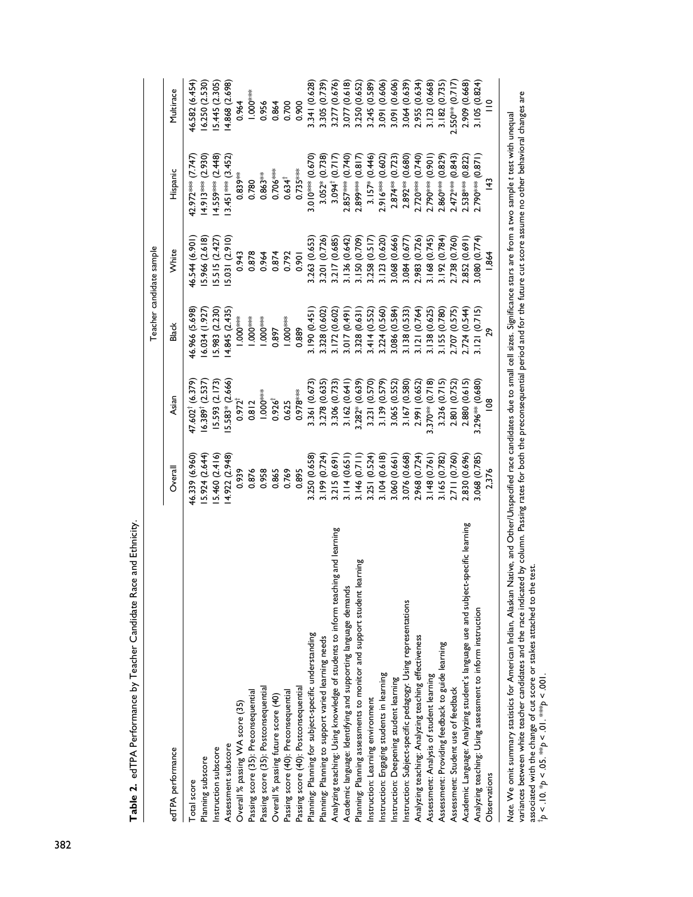**Table 2.** edTPA Performance by Teacher Candidate Race and Ethnicity.

| edTPA performance | Overall | Asian | Black | White | Hispanic | Multirace |
|---|---|---|---|---|---|---|
| | | Teacher candidate sample | | | | |
| Total score | 46.339 (6.960) | 47.602$^{\dagger}$ (6.379) | 46.966 (5.698) | 46.544 (6.901) | 42.972*** (7.747) | 46.582 (6.454) |
| Planning subscore | 15.924 (2.644) | 16.389$^{\dagger}$ (2.537) | 16.034 (1.927) | 15.966 (2.618) | 14.913*** (2.930) | 16.250 (2.530) |
| Instruction subscore | 15.460 (2.416) | 15.593 (2.173) | 15.983 (2.230) | 15.515 (2.427) | 14.559*** (2.448) | 15.445 (2.305) |
| Assessment subscore | 14.922 (2.948) | 15.583* (2.666) | 14.845 (2.435) | 15.031 (2.910) | 13.451*** (3.452) | 14.868 (2.698) |
| Overall % passing WA score (35) | 0.939 | 0.972$^{\dagger}$ | 1.000*** | 0.943 | 0.839** | 0.964 |
| Passing score (35): Preconsequential | 0.876 | 0.812 | 1.000*** | 0.878 | 0.780 | 1.000*** |
| Passing score (35): Postconsequential | 0.958 | 1.000*** | 1.000*** | 0.964 | 0.863** | 0.956 |
| Overall % passing future score (40) | 0.865 | 0.926$^{\dagger}$ | 0.897 | 0.874 | 0.706*** | 0.864 |
| Passing score (40): Preconsequential | 0.769 | 0.625 | 1.000*** | 0.792 | 0.634$^{\dagger}$ | 0.700 |
| Passing score (40): Postconsequential | 0.895 | 0.978*** | 0.889 | 0.901 | 0.735*** | 0.900 |
| Planning: Planning for subject-specific understanding | 3.250 (0.658) | 3.361 (0.673) | 3.190 (0.451) | 3.263 (0.653) | 3.010*** (0.670) | 3.341 (0.628) |
| Planning: Planning to support varied learning needs | 3.199 (0.724) | 3.278 (0.635) | 3.328 (0.602) | 3.201 (0.726) | 3.052* (0.738) | 3.305 (0.739) |
| Analyzing teaching: Using knowledge of students to inform teaching and learning | 3.215 (0.691) | 3.306 (0.733) | 3.172 (0.602) | 3.217 (0.685) | 3.094$^{\dagger}$ (0.717) | 3.277 (0.676) |
| Academic language: Identifying and supporting language demands | 3.114 (0.651) | 3.162 (0.641) | 3.017 (0.491) | 3.136 (0.642) | 2.857*** (0.740) | 3.077 (0.618) |
| Planning: Planning assessments to monitor and support student learning | 3.146 (0.711) | 3.282* (0.639) | 3.328 (0.631) | 3.150 (0.709) | 2.899*** (0.817) | 3.250 (0.652) |
| Instruction: Learning environment | 3.251 (0.524) | 3.231 (0.570) | 3.414 (0.552) | 3.258 (0.517) | 3.157* (0.446) | 3.245 (0.589) |
| Instruction: Engaging students in learning | 3.104 (0.618) | 3.139 (0.579) | 3.224 (0.560) | 3.123 (0.620) | 2.916*** (0.602) | 3.091 (0.606) |
| Instruction: Deepening student learning | 3.060 (0.661) | 3.065 (0.552) | 3.086 (0.584) | 3.068 (0.666) | 2.874** (0.723) | 3.091 (0.606) |
| Instruction: Subject-specific pedagogy: Using representations | 3.076 (0.668) | 3.167 (0.580) | 3.138 (0.533) | 3.084 (0.677) | 2.892** (0.680) | 3.064 (0.639) |
| Analyzing teaching: Analyzing teaching effectiveness | 2.968 (0.724) | 2.991 (0.652) | 3.121 (0.764) | 2.983 (0.726) | 2.720*** (0.740) | 2.955 (0.634) |
| Assessment: Analysis of student learning | 3.148 (0.761) | 3.370** (0.718) | 3.138 (0.625) | 3.168 (0.745) | 2.790*** (0.901) | 3.123 (0.668) |
| Assessment: Providing feedback to guide learning | 3.165 (0.782) | 3.236 (0.715) | 3.155 (0.780) | 3.192 (0.784) | 2.860*** (0.829) | 3.182 (0.735) |
| Assessment: Student use of feedback | 2.711 (0.760) | 2.801 (0.752) | 2.707 (0.575) | 2.738 (0.760) | 2.472*** (0.843) | 2.550** (0.717) |
| Academic Language: Analyzing student's language use and subject-specific learning | 2.830 (0.696) | 2.880 (0.615) | 2.724 (0.544) | 2.852 (0.691) | 2.538*** (0.822) | 2.909 (0.668) |
| Analyzing teaching: Using assessment to inform instruction | 3.068 (0.785) | 3.296** (0.680) | 3.121 (0.715) | 3.080 (0.774) | 2.790*** (0.871) | 3.105 (0.824) |
| Observations | 2,376 | 108 | 29 | 1,864 | 143 | 110 |

*Note.* We omit summary statistics for American Indian, Alaskan Native, and Other/Unspecified race candidates due to small cell sizes. Significance stars are from a two sample t test with unequal variances between white teacher candidates and the race indicated by column. Passing rates for both the preconsequential period and for the future cut score assume no other behavioral changes are associated with the change of cut score or stakes attached to the test.
$^{\dagger}p < .10$. $^{*}p < .05$. $^{**}p < .01$. $^{***}p < .001$.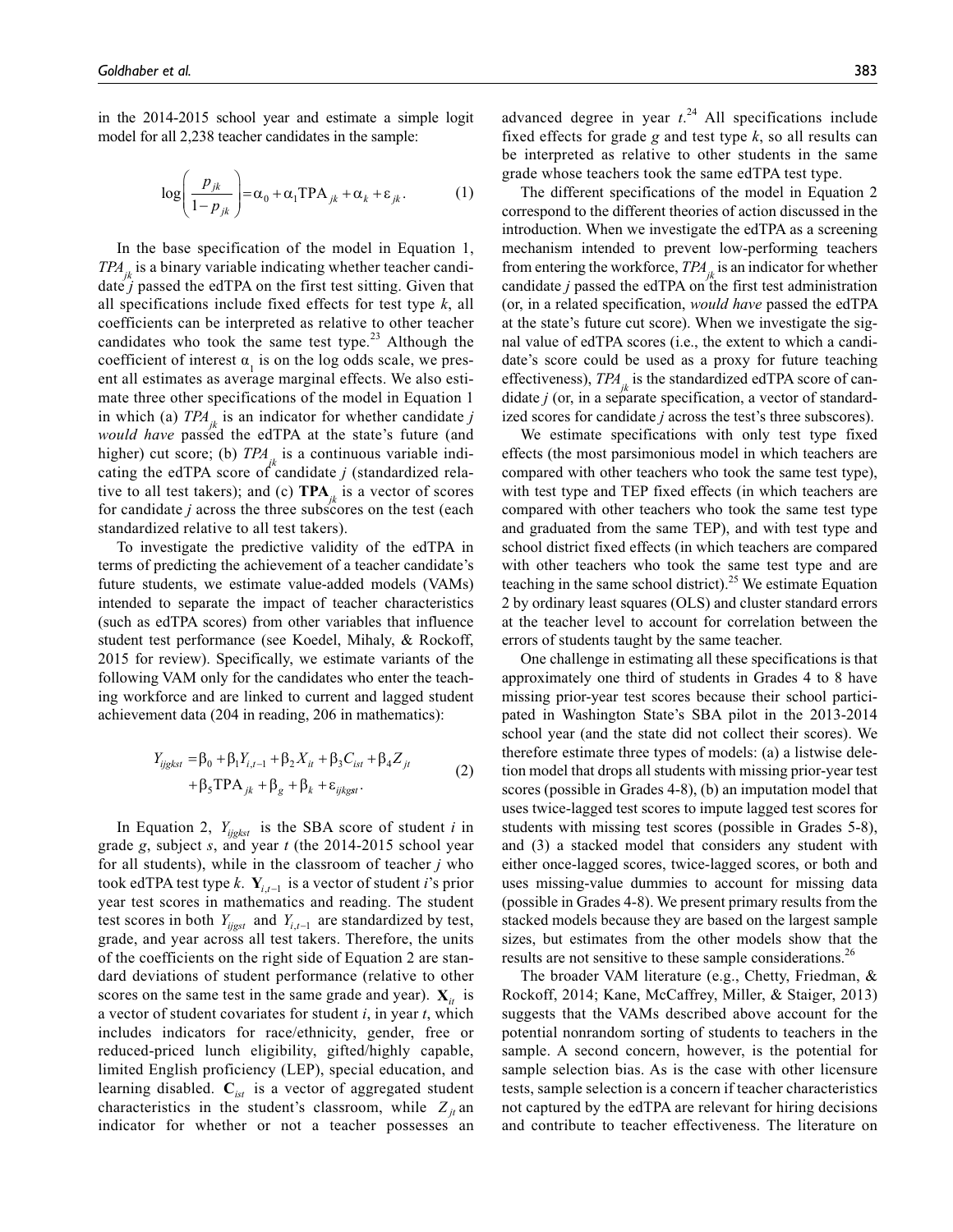in the 2014-2015 school year and estimate a simple logit model for all 2,238 teacher candidates in the sample:

$$\log\left(\frac{p_{jk}}{1-p_{jk}}\right)=\alpha_0+\alpha_1\text{TPA}_{jk}+\alpha_k+\varepsilon_{jk}. \qquad (1)$$

In the base specification of the model in Equation 1, $TPA_{jk}$ is a binary variable indicating whether teacher candidate $j$ passed the edTPA on the first test sitting. Given that all specifications include fixed effects for test type $k$, all coefficients can be interpreted as relative to other teacher candidates who took the same test type.[23] Although the coefficient of interest $\alpha_1$ is on the log odds scale, we present all estimates as average marginal effects. We also estimate three other specifications of the model in Equation 1 in which (a) $TPA_{jk}$ is an indicator for whether candidate $j$ *would have* passed the edTPA at the state's future (and higher) cut score; (b) $TPA_{jk}$ is a continuous variable indicating the edTPA score of candidate $j$ (standardized relative to all test takers); and (c) $\mathbf{TPA}_{jk}$ is a vector of scores for candidate $j$ across the three subscores on the test (each standardized relative to all test takers).

To investigate the predictive validity of the edTPA in terms of predicting the achievement of a teacher candidate's future students, we estimate value-added models (VAMs) intended to separate the impact of teacher characteristics (such as edTPA scores) from other variables that influence student test performance (see Koedel, Mihaly, & Rockoff, 2015 for review). Specifically, we estimate variants of the following VAM only for the candidates who enter the teaching workforce and are linked to current and lagged student achievement data (204 in reading, 206 in mathematics):

$$Y_{ijgkst}=\beta_0+\beta_1 Y_{i,t-1}+\beta_2 X_{it}+\beta_3 C_{ist}+\beta_4 Z_{jt} +\beta_5\text{TPA}_{jk}+\beta_g+\beta_k+\varepsilon_{ijkgst}. \qquad (2)$$

In Equation 2, $Y_{ijgkst}$ is the SBA score of student $i$ in grade $g$, subject $s$, and year $t$ (the 2014-2015 school year for all students), while in the classroom of teacher $j$ who took edTPA test type $k$. $\mathbf{Y}_{i,t-1}$ is a vector of student $i$'s prior year test scores in mathematics and reading. The student test scores in both $Y_{ijgst}$ and $Y_{i,t-1}$ are standardized by test, grade, and year across all test takers. Therefore, the units of the coefficients on the right side of Equation 2 are standard deviations of student performance (relative to other scores on the same test in the same grade and year). $\mathbf{X}_{it}$ is a vector of student covariates for student $i$, in year $t$, which includes indicators for race/ethnicity, gender, free or reduced-priced lunch eligibility, gifted/highly capable, limited English proficiency (LEP), special education, and learning disabled. $\mathbf{C}_{ist}$ is a vector of aggregated student characteristics in the student's classroom, while $Z_{jt}$ an indicator for whether or not a teacher possesses an advanced degree in year $t$.[24] All specifications include fixed effects for grade $g$ and test type $k$, so all results can be interpreted as relative to other students in the same grade whose teachers took the same edTPA test type.

The different specifications of the model in Equation 2 correspond to the different theories of action discussed in the introduction. When we investigate the edTPA as a screening mechanism intended to prevent low-performing teachers from entering the workforce, $TPA_{jk}$ is an indicator for whether candidate $j$ passed the edTPA on the first test administration (or, in a related specification, *would have* passed the edTPA at the state's future cut score). When we investigate the signal value of edTPA scores (i.e., the extent to which a candidate's score could be used as a proxy for future teaching effectiveness), $TPA_{jk}$ is the standardized edTPA score of candidate $j$ (or, in a separate specification, a vector of standardized scores for candidate $j$ across the test's three subscores).

We estimate specifications with only test type fixed effects (the most parsimonious model in which teachers are compared with other teachers who took the same test type), with test type and TEP fixed effects (in which teachers are compared with other teachers who took the same test type and graduated from the same TEP), and with test type and school district fixed effects (in which teachers are compared with other teachers who took the same test type and are teaching in the same school district).[25] We estimate Equation 2 by ordinary least squares (OLS) and cluster standard errors at the teacher level to account for correlation between the errors of students taught by the same teacher.

One challenge in estimating all these specifications is that approximately one third of students in Grades 4 to 8 have missing prior-year test scores because their school participated in Washington State's SBA pilot in the 2013-2014 school year (and the state did not collect their scores). We therefore estimate three types of models: (a) a listwise deletion model that drops all students with missing prior-year test scores (possible in Grades 4-8), (b) an imputation model that uses twice-lagged test scores to impute lagged test scores for students with missing test scores (possible in Grades 5-8), and (3) a stacked model that considers any student with either once-lagged scores, twice-lagged scores, or both and uses missing-value dummies to account for missing data (possible in Grades 4-8). We present primary results from the stacked models because they are based on the largest sample sizes, but estimates from the other models show that the results are not sensitive to these sample considerations.[26]

The broader VAM literature (e.g., Chetty, Friedman, & Rockoff, 2014; Kane, McCaffrey, Miller, & Staiger, 2013) suggests that the VAMs described above account for the potential nonrandom sorting of students to teachers in the sample. A second concern, however, is the potential for sample selection bias. As is the case with other licensure tests, sample selection is a concern if teacher characteristics not captured by the edTPA are relevant for hiring decisions and contribute to teacher effectiveness. The literature on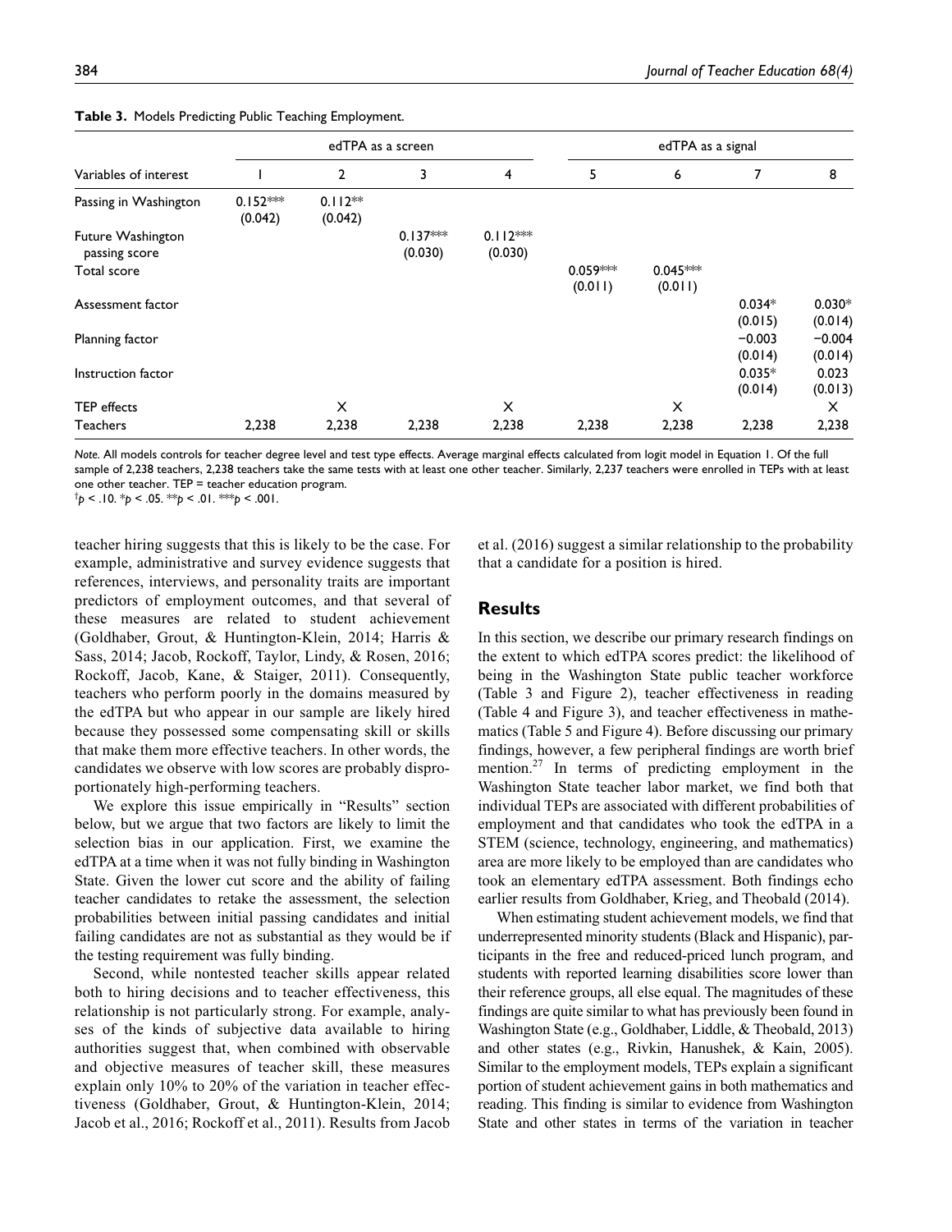**Table 3.** Models Predicting Public Teaching Employment.

| Variables of interest | edTPA as a screen | | | | edTPA as a signal | | | |
|---|---|---|---|---|---|---|---|---|
| | 1 | 2 | 3 | 4 | 5 | 6 | 7 | 8 |
| Passing in Washington | 0.152*** (0.042) | 0.112** (0.042) | | | | | | |
| Future Washington passing score | | | 0.137*** (0.030) | 0.112*** (0.030) | | | | |
| Total score | | | | | 0.059*** (0.011) | 0.045*** (0.011) | | |
| Assessment factor | | | | | | | 0.034* (0.015) | 0.030* (0.014) |
| Planning factor | | | | | | | −0.003 (0.014) | −0.004 (0.014) |
| Instruction factor | | | | | | | 0.035* (0.014) | 0.023 (0.013) |
| TEP effects | | X | | X | | X | | X |
| Teachers | 2,238 | 2,238 | 2,238 | 2,238 | 2,238 | 2,238 | 2,238 | 2,238 |

*Note.* All models controls for teacher degree level and test type effects. Average marginal effects calculated from logit model in Equation 1. Of the full sample of 2,238 teachers, 2,238 teachers take the same tests with at least one other teacher. Similarly, 2,237 teachers were enrolled in TEPs with at least one other teacher. TEP = teacher education program.
†*p* < .10. \**p* < .05. \*\**p* < .01. \*\*\**p* < .001.

teacher hiring suggests that this is likely to be the case. For example, administrative and survey evidence suggests that references, interviews, and personality traits are important predictors of employment outcomes, and that several of these measures are related to student achievement (Goldhaber, Grout, & Huntington-Klein, 2014; Harris & Sass, 2014; Jacob, Rockoff, Taylor, Lindy, & Rosen, 2016; Rockoff, Jacob, Kane, & Staiger, 2011). Consequently, teachers who perform poorly in the domains measured by the edTPA but who appear in our sample are likely hired because they possessed some compensating skill or skills that make them more effective teachers. In other words, the candidates we observe with low scores are probably disproportionately high-performing teachers.

We explore this issue empirically in "Results" section below, but we argue that two factors are likely to limit the selection bias in our application. First, we examine the edTPA at a time when it was not fully binding in Washington State. Given the lower cut score and the ability of failing teacher candidates to retake the assessment, the selection probabilities between initial passing candidates and initial failing candidates are not as substantial as they would be if the testing requirement was fully binding.

Second, while nontested teacher skills appear related both to hiring decisions and to teacher effectiveness, this relationship is not particularly strong. For example, analyses of the kinds of subjective data available to hiring authorities suggest that, when combined with observable and objective measures of teacher skill, these measures explain only 10% to 20% of the variation in teacher effectiveness (Goldhaber, Grout, & Huntington-Klein, 2014; Jacob et al., 2016; Rockoff et al., 2011). Results from Jacob et al. (2016) suggest a similar relationship to the probability that a candidate for a position is hired.

## Results

In this section, we describe our primary research findings on the extent to which edTPA scores predict: the likelihood of being in the Washington State public teacher workforce (Table 3 and Figure 2), teacher effectiveness in reading (Table 4 and Figure 3), and teacher effectiveness in mathematics (Table 5 and Figure 4). Before discussing our primary findings, however, a few peripheral findings are worth brief mention.[27] In terms of predicting employment in the Washington State teacher labor market, we find both that individual TEPs are associated with different probabilities of employment and that candidates who took the edTPA in a STEM (science, technology, engineering, and mathematics) area are more likely to be employed than are candidates who took an elementary edTPA assessment. Both findings echo earlier results from Goldhaber, Krieg, and Theobald (2014).

When estimating student achievement models, we find that underrepresented minority students (Black and Hispanic), participants in the free and reduced-priced lunch program, and students with reported learning disabilities score lower than their reference groups, all else equal. The magnitudes of these findings are quite similar to what has previously been found in Washington State (e.g., Goldhaber, Liddle, & Theobald, 2013) and other states (e.g., Rivkin, Hanushek, & Kain, 2005). Similar to the employment models, TEPs explain a significant portion of student achievement gains in both mathematics and reading. This finding is similar to evidence from Washington State and other states in terms of the variation in teacher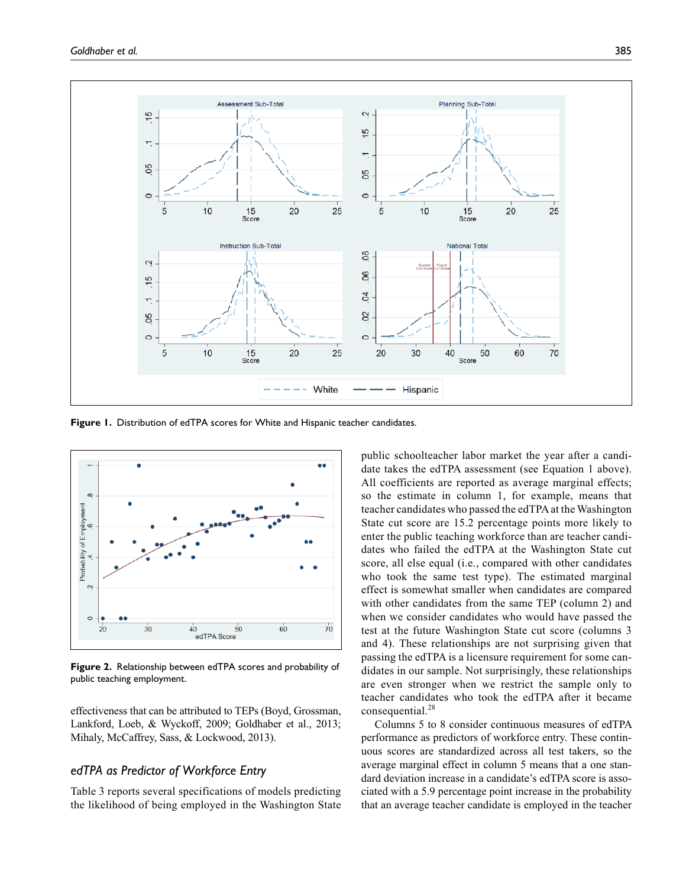**Figure 1.** Distribution of edTPA scores for White and Hispanic teacher candidates.

**Figure 2.** Relationship between edTPA scores and probability of public teaching employment.

effectiveness that can be attributed to TEPs (Boyd, Grossman, Lankford, Loeb, & Wyckoff, 2009; Goldhaber et al., 2013; Mihaly, McCaffrey, Sass, & Lockwood, 2013).

## *edTPA as Predictor of Workforce Entry*

Table 3 reports several specifications of models predicting the likelihood of being employed in the Washington State public schoolteacher labor market the year after a candidate takes the edTPA assessment (see Equation 1 above). All coefficients are reported as average marginal effects; so the estimate in column 1, for example, means that teacher candidates who passed the edTPA at the Washington State cut score are 15.2 percentage points more likely to enter the public teaching workforce than are teacher candidates who failed the edTPA at the Washington State cut score, all else equal (i.e., compared with other candidates who took the same test type). The estimated marginal effect is somewhat smaller when candidates are compared with other candidates from the same TEP (column 2) and when we consider candidates who would have passed the test at the future Washington State cut score (columns 3 and 4). These relationships are not surprising given that passing the edTPA is a licensure requirement for some candidates in our sample. Not surprisingly, these relationships are even stronger when we restrict the sample only to teacher candidates who took the edTPA after it became consequential.[28]

Columns 5 to 8 consider continuous measures of edTPA performance as predictors of workforce entry. These continuous scores are standardized across all test takers, so the average marginal effect in column 5 means that a one standard deviation increase in a candidate's edTPA score is associated with a 5.9 percentage point increase in the probability that an average teacher candidate is employed in the teacher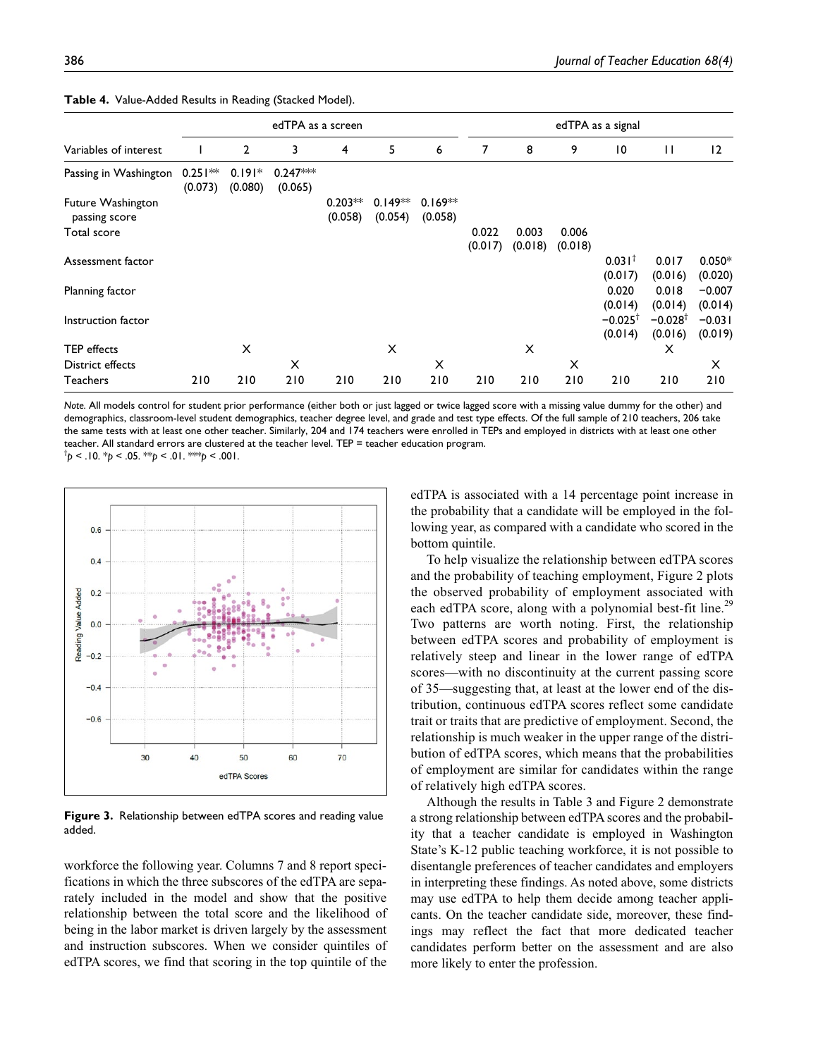**Table 4.** Value-Added Results in Reading (Stacked Model).

| | edTPA as a screen | | | | | | edTPA as a signal | | | | | |
|---|---|---|---|---|---|---|---|---|---|---|---|---|
| Variables of interest | 1 | 2 | 3 | 4 | 5 | 6 | 7 | 8 | 9 | 10 | 11 | 12 |
| Passing in Washington | 0.251** (0.073) | 0.191* (0.080) | 0.247*** (0.065) | | | | | | | | | |
| Future Washington passing score | | | | 0.203** (0.058) | 0.149** (0.054) | 0.169** (0.058) | | | | | | |
| Total score | | | | | | | 0.022 (0.017) | 0.003 (0.018) | 0.006 (0.018) | | | |
| Assessment factor | | | | | | | | | | 0.031† (0.017) | 0.017 (0.016) | 0.050* (0.020) |
| Planning factor | | | | | | | | | | 0.020 (0.014) | 0.018 (0.014) | −0.007 (0.014) |
| Instruction factor | | | | | | | | | | −0.025† (0.014) | −0.028† (0.016) | −0.031 (0.019) |
| TEP effects | | X | | | X | | | X | | | X | |
| District effects | | | X | | | X | | | X | | | X |
| Teachers | 210 | 210 | 210 | 210 | 210 | 210 | 210 | 210 | 210 | 210 | 210 | 210 |

*Note.* All models control for student prior performance (either both or just lagged or twice lagged score with a missing value dummy for the other) and demographics, classroom-level student demographics, teacher degree level, and grade and test type effects. Of the full sample of 210 teachers, 206 take the same tests with at least one other teacher. Similarly, 204 and 174 teachers were enrolled in TEPs and employed in districts with at least one other teacher. All standard errors are clustered at the teacher level. TEP = teacher education program.
†$p < .10$. *$p < .05$. **$p < .01$. ***$p < .001$.

**Figure 3.** Relationship between edTPA scores and reading value added.

workforce the following year. Columns 7 and 8 report specifications in which the three subscores of the edTPA are separately included in the model and show that the positive relationship between the total score and the likelihood of being in the labor market is driven largely by the assessment and instruction subscores. When we consider quintiles of edTPA scores, we find that scoring in the top quintile of the edTPA is associated with a 14 percentage point increase in the probability that a candidate will be employed in the following year, as compared with a candidate who scored in the bottom quintile.

To help visualize the relationship between edTPA scores and the probability of teaching employment, Figure 2 plots the observed probability of employment associated with each edTPA score, along with a polynomial best-fit line.[29] Two patterns are worth noting. First, the relationship between edTPA scores and probability of employment is relatively steep and linear in the lower range of edTPA scores—with no discontinuity at the current passing score of 35—suggesting that, at least at the lower end of the distribution, continuous edTPA scores reflect some candidate trait or traits that are predictive of employment. Second, the relationship is much weaker in the upper range of the distribution of edTPA scores, which means that the probabilities of employment are similar for candidates within the range of relatively high edTPA scores.

Although the results in Table 3 and Figure 2 demonstrate a strong relationship between edTPA scores and the probability that a teacher candidate is employed in Washington State's K-12 public teaching workforce, it is not possible to disentangle preferences of teacher candidates and employers in interpreting these findings. As noted above, some districts may use edTPA to help them decide among teacher applicants. On the teacher candidate side, moreover, these findings may reflect the fact that more dedicated teacher candidates perform better on the assessment and are also more likely to enter the profession.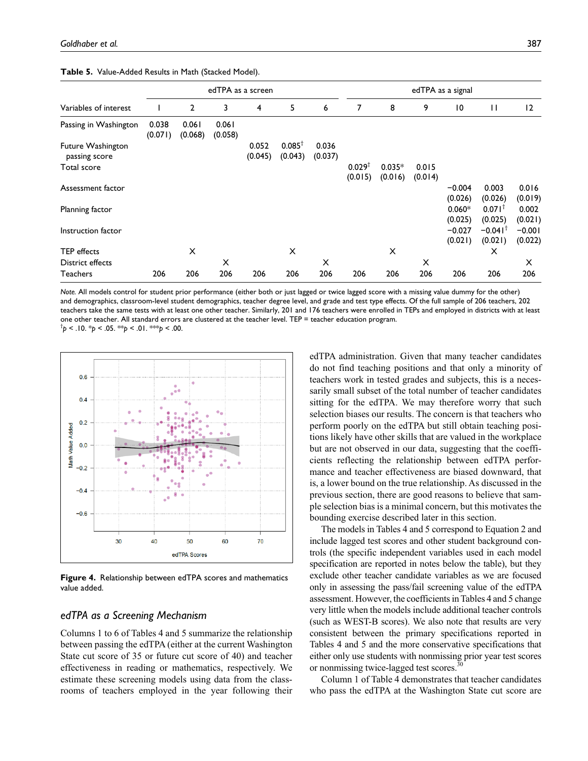**Table 5.** Value-Added Results in Math (Stacked Model).

| | edTPA as a screen | | | | | | edTPA as a signal | | | | | |
|---|---|---|---|---|---|---|---|---|---|---|---|---|
| Variables of interest | 1 | 2 | 3 | 4 | 5 | 6 | 7 | 8 | 9 | 10 | 11 | 12 |
| Passing in Washington | 0.038 (0.071) | 0.061 (0.068) | 0.061 (0.058) | | | | | | | | | |
| Future Washington passing score | | | | 0.052 (0.045) | 0.085[†] (0.043) | 0.036 (0.037) | | | | | | |
| Total score | | | | | | | 0.029[†] (0.015) | 0.035* (0.016) | 0.015 (0.014) | | | |
| Assessment factor | | | | | | | | | | −0.004 (0.026) | 0.003 (0.026) | 0.016 (0.019) |
| Planning factor | | | | | | | | | | 0.060* (0.025) | 0.071[†] (0.025) | 0.002 (0.021) |
| Instruction factor | | | | | | | | | | −0.027 (0.021) | −0.041[†] (0.021) | −0.001 (0.022) |
| TEP effects | | X | | | X | | | X | | | X | |
| District effects | | | X | | | X | | | X | | | X |
| Teachers | 206 | 206 | 206 | 206 | 206 | 206 | 206 | 206 | 206 | 206 | 206 | 206 |

*Note.* All models control for student prior performance (either both or just lagged or twice lagged score with a missing value dummy for the other) and demographics, classroom-level student demographics, teacher degree level, and grade and test type effects. Of the full sample of 206 teachers, 202 teachers take the same tests with at least one other teacher. Similarly, 201 and 176 teachers were enrolled in TEPs and employed in districts with at least one other teacher. All standard errors are clustered at the teacher level. TEP = teacher education program.
[†]$p < .10$. *$p < .05$. **$p < .01$. ***$p < .00$.

**Figure 4.** Relationship between edTPA scores and mathematics value added.

### *edTPA as a Screening Mechanism*

Columns 1 to 6 of Tables 4 and 5 summarize the relationship between passing the edTPA (either at the current Washington State cut score of 35 or future cut score of 40) and teacher effectiveness in reading or mathematics, respectively. We estimate these screening models using data from the classrooms of teachers employed in the year following their edTPA administration. Given that many teacher candidates do not find teaching positions and that only a minority of teachers work in tested grades and subjects, this is a necessarily small subset of the total number of teacher candidates sitting for the edTPA. We may therefore worry that such selection biases our results. The concern is that teachers who perform poorly on the edTPA but still obtain teaching positions likely have other skills that are valued in the workplace but are not observed in our data, suggesting that the coefficients reflecting the relationship between edTPA performance and teacher effectiveness are biased downward, that is, a lower bound on the true relationship. As discussed in the previous section, there are good reasons to believe that sample selection bias is a minimal concern, but this motivates the bounding exercise described later in this section.

The models in Tables 4 and 5 correspond to Equation 2 and include lagged test scores and other student background controls (the specific independent variables used in each model specification are reported in notes below the table), but they exclude other teacher candidate variables as we are focused only in assessing the pass/fail screening value of the edTPA assessment. However, the coefficients in Tables 4 and 5 change very little when the models include additional teacher controls (such as WEST-B scores). We also note that results are very consistent between the primary specifications reported in Tables 4 and 5 and the more conservative specifications that either only use students with nonmissing prior year test scores or nonmissing twice-lagged test scores.[30]

Column 1 of Table 4 demonstrates that teacher candidates who pass the edTPA at the Washington State cut score are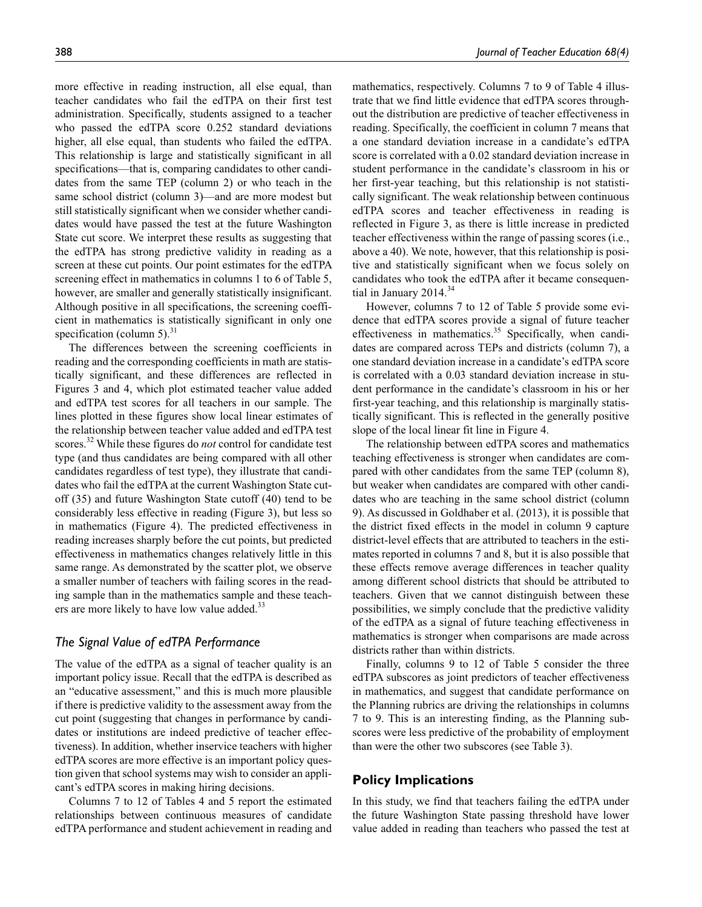more effective in reading instruction, all else equal, than teacher candidates who fail the edTPA on their first test administration. Specifically, students assigned to a teacher who passed the edTPA score 0.252 standard deviations higher, all else equal, than students who failed the edTPA. This relationship is large and statistically significant in all specifications—that is, comparing candidates to other candidates from the same TEP (column 2) or who teach in the same school district (column 3)—and are more modest but still statistically significant when we consider whether candidates would have passed the test at the future Washington State cut score. We interpret these results as suggesting that the edTPA has strong predictive validity in reading as a screen at these cut points. Our point estimates for the edTPA screening effect in mathematics in columns 1 to 6 of Table 5, however, are smaller and generally statistically insignificant. Although positive in all specifications, the screening coefficient in mathematics is statistically significant in only one specification (column 5).[31]

The differences between the screening coefficients in reading and the corresponding coefficients in math are statistically significant, and these differences are reflected in Figures 3 and 4, which plot estimated teacher value added and edTPA test scores for all teachers in our sample. The lines plotted in these figures show local linear estimates of the relationship between teacher value added and edTPA test scores.[32] While these figures do *not* control for candidate test type (and thus candidates are being compared with all other candidates regardless of test type), they illustrate that candidates who fail the edTPA at the current Washington State cutoff (35) and future Washington State cutoff (40) tend to be considerably less effective in reading (Figure 3), but less so in mathematics (Figure 4). The predicted effectiveness in reading increases sharply before the cut points, but predicted effectiveness in mathematics changes relatively little in this same range. As demonstrated by the scatter plot, we observe a smaller number of teachers with failing scores in the reading sample than in the mathematics sample and these teachers are more likely to have low value added.[33]

### *The Signal Value of edTPA Performance*

The value of the edTPA as a signal of teacher quality is an important policy issue. Recall that the edTPA is described as an "educative assessment," and this is much more plausible if there is predictive validity to the assessment away from the cut point (suggesting that changes in performance by candidates or institutions are indeed predictive of teacher effectiveness). In addition, whether inservice teachers with higher edTPA scores are more effective is an important policy question given that school systems may wish to consider an applicant's edTPA scores in making hiring decisions.

Columns 7 to 12 of Tables 4 and 5 report the estimated relationships between continuous measures of candidate edTPA performance and student achievement in reading and mathematics, respectively. Columns 7 to 9 of Table 4 illustrate that we find little evidence that edTPA scores throughout the distribution are predictive of teacher effectiveness in reading. Specifically, the coefficient in column 7 means that a one standard deviation increase in a candidate's edTPA score is correlated with a 0.02 standard deviation increase in student performance in the candidate's classroom in his or her first-year teaching, but this relationship is not statistically significant. The weak relationship between continuous edTPA scores and teacher effectiveness in reading is reflected in Figure 3, as there is little increase in predicted teacher effectiveness within the range of passing scores (i.e., above a 40). We note, however, that this relationship is positive and statistically significant when we focus solely on candidates who took the edTPA after it became consequential in January 2014.[34]

However, columns 7 to 12 of Table 5 provide some evidence that edTPA scores provide a signal of future teacher effectiveness in mathematics.[35] Specifically, when candidates are compared across TEPs and districts (column 7), a one standard deviation increase in a candidate's edTPA score is correlated with a 0.03 standard deviation increase in student performance in the candidate's classroom in his or her first-year teaching, and this relationship is marginally statistically significant. This is reflected in the generally positive slope of the local linear fit line in Figure 4.

The relationship between edTPA scores and mathematics teaching effectiveness is stronger when candidates are compared with other candidates from the same TEP (column 8), but weaker when candidates are compared with other candidates who are teaching in the same school district (column 9). As discussed in Goldhaber et al. (2013), it is possible that the district fixed effects in the model in column 9 capture district-level effects that are attributed to teachers in the estimates reported in columns 7 and 8, but it is also possible that these effects remove average differences in teacher quality among different school districts that should be attributed to teachers. Given that we cannot distinguish between these possibilities, we simply conclude that the predictive validity of the edTPA as a signal of future teaching effectiveness in mathematics is stronger when comparisons are made across districts rather than within districts.

Finally, columns 9 to 12 of Table 5 consider the three edTPA subscores as joint predictors of teacher effectiveness in mathematics, and suggest that candidate performance on the Planning rubrics are driving the relationships in columns 7 to 9. This is an interesting finding, as the Planning subscores were less predictive of the probability of employment than were the other two subscores (see Table 3).

## Policy Implications

In this study, we find that teachers failing the edTPA under the future Washington State passing threshold have lower value added in reading than teachers who passed the test at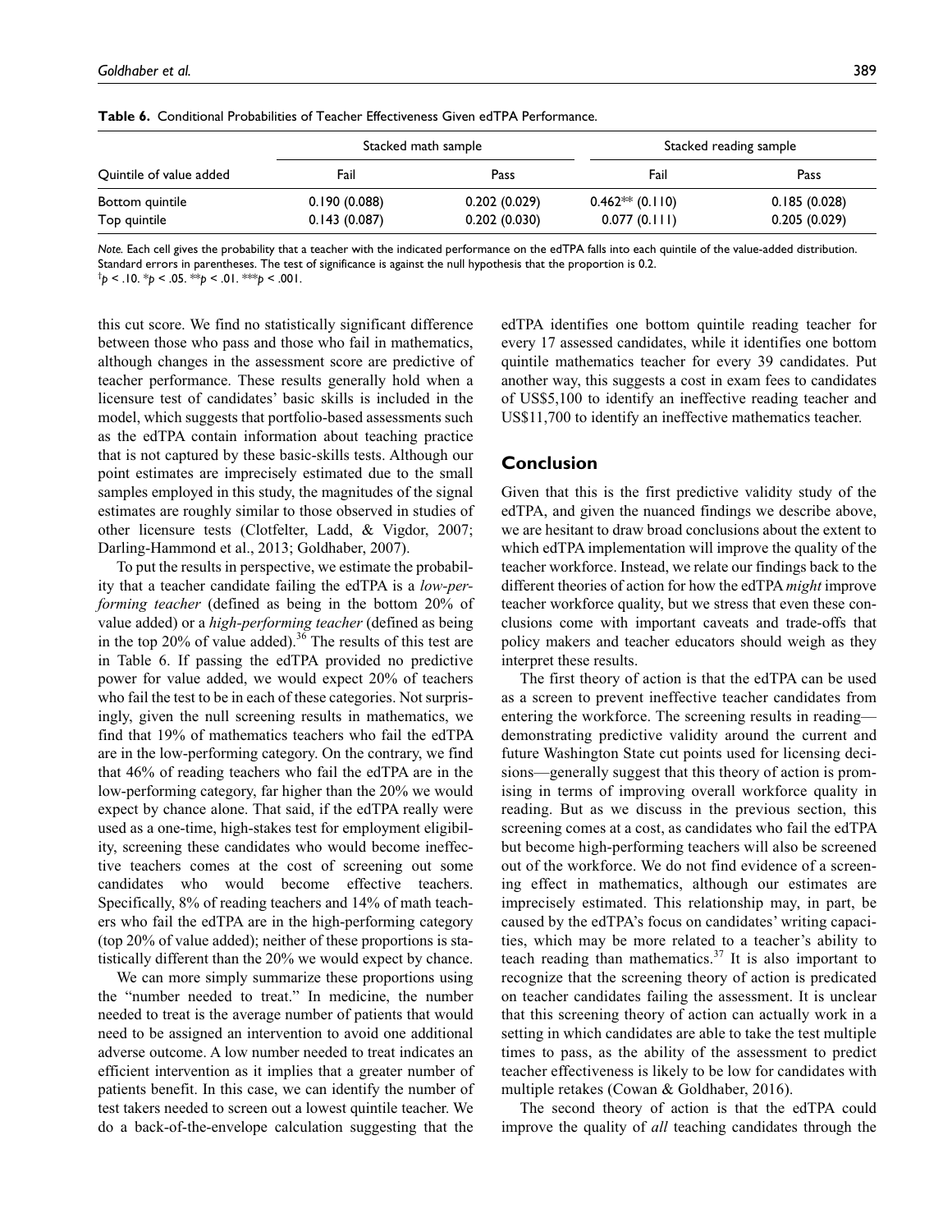**Table 6.** Conditional Probabilities of Teacher Effectiveness Given edTPA Performance.

| Quintile of value added | Stacked math sample | | Stacked reading sample | |
|---|---|---|---|---|
| | Fail | Pass | Fail | Pass |
| Bottom quintile | 0.190 (0.088) | 0.202 (0.029) | 0.462** (0.110) | 0.185 (0.028) |
| Top quintile | 0.143 (0.087) | 0.202 (0.030) | 0.077 (0.111) | 0.205 (0.029) |

*Note.* Each cell gives the probability that a teacher with the indicated performance on the edTPA falls into each quintile of the value-added distribution. Standard errors in parentheses. The test of significance is against the null hypothesis that the proportion is 0.2.
†*p* < .10. **p* < .05. ***p* < .01. ****p* < .001.

this cut score. We find no statistically significant difference between those who pass and those who fail in mathematics, although changes in the assessment score are predictive of teacher performance. These results generally hold when a licensure test of candidates' basic skills is included in the model, which suggests that portfolio-based assessments such as the edTPA contain information about teaching practice that is not captured by these basic-skills tests. Although our point estimates are imprecisely estimated due to the small samples employed in this study, the magnitudes of the signal estimates are roughly similar to those observed in studies of other licensure tests (Clotfelter, Ladd, & Vigdor, 2007; Darling-Hammond et al., 2013; Goldhaber, 2007).

To put the results in perspective, we estimate the probability that a teacher candidate failing the edTPA is a *low-performing teacher* (defined as being in the bottom 20% of value added) or a *high-performing teacher* (defined as being in the top 20% of value added).[36] The results of this test are in Table 6. If passing the edTPA provided no predictive power for value added, we would expect 20% of teachers who fail the test to be in each of these categories. Not surprisingly, given the null screening results in mathematics, we find that 19% of mathematics teachers who fail the edTPA are in the low-performing category. On the contrary, we find that 46% of reading teachers who fail the edTPA are in the low-performing category, far higher than the 20% we would expect by chance alone. That said, if the edTPA really were used as a one-time, high-stakes test for employment eligibility, screening these candidates who would become ineffective teachers comes at the cost of screening out some candidates who would become effective teachers. Specifically, 8% of reading teachers and 14% of math teachers who fail the edTPA are in the high-performing category (top 20% of value added); neither of these proportions is statistically different than the 20% we would expect by chance.

We can more simply summarize these proportions using the "number needed to treat." In medicine, the number needed to treat is the average number of patients that would need to be assigned an intervention to avoid one additional adverse outcome. A low number needed to treat indicates an efficient intervention as it implies that a greater number of patients benefit. In this case, we can identify the number of test takers needed to screen out a lowest quintile teacher. We do a back-of-the-envelope calculation suggesting that the edTPA identifies one bottom quintile reading teacher for every 17 assessed candidates, while it identifies one bottom quintile mathematics teacher for every 39 candidates. Put another way, this suggests a cost in exam fees to candidates of US$5,100 to identify an ineffective reading teacher and US$11,700 to identify an ineffective mathematics teacher.

## Conclusion

Given that this is the first predictive validity study of the edTPA, and given the nuanced findings we describe above, we are hesitant to draw broad conclusions about the extent to which edTPA implementation will improve the quality of the teacher workforce. Instead, we relate our findings back to the different theories of action for how the edTPA *might* improve teacher workforce quality, but we stress that even these conclusions come with important caveats and trade-offs that policy makers and teacher educators should weigh as they interpret these results.

The first theory of action is that the edTPA can be used as a screen to prevent ineffective teacher candidates from entering the workforce. The screening results in reading—demonstrating predictive validity around the current and future Washington State cut points used for licensing decisions—generally suggest that this theory of action is promising in terms of improving overall workforce quality in reading. But as we discuss in the previous section, this screening comes at a cost, as candidates who fail the edTPA but become high-performing teachers will also be screened out of the workforce. We do not find evidence of a screening effect in mathematics, although our estimates are imprecisely estimated. This relationship may, in part, be caused by the edTPA's focus on candidates' writing capacities, which may be more related to a teacher's ability to teach reading than mathematics.[37] It is also important to recognize that the screening theory of action is predicated on teacher candidates failing the assessment. It is unclear that this screening theory of action can actually work in a setting in which candidates are able to take the test multiple times to pass, as the ability of the assessment to predict teacher effectiveness is likely to be low for candidates with multiple retakes (Cowan & Goldhaber, 2016).

The second theory of action is that the edTPA could improve the quality of *all* teaching candidates through the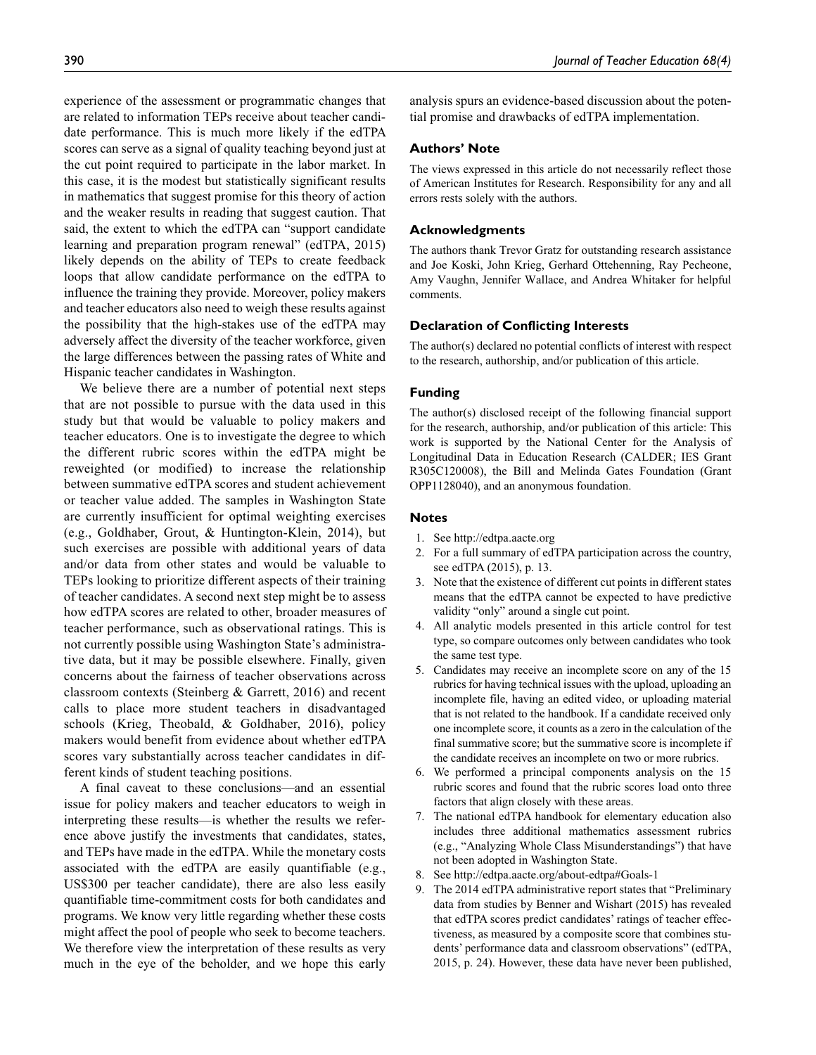experience of the assessment or programmatic changes that are related to information TEPs receive about teacher candidate performance. This is much more likely if the edTPA scores can serve as a signal of quality teaching beyond just at the cut point required to participate in the labor market. In this case, it is the modest but statistically significant results in mathematics that suggest promise for this theory of action and the weaker results in reading that suggest caution. That said, the extent to which the edTPA can "support candidate learning and preparation program renewal" (edTPA, 2015) likely depends on the ability of TEPs to create feedback loops that allow candidate performance on the edTPA to influence the training they provide. Moreover, policy makers and teacher educators also need to weigh these results against the possibility that the high-stakes use of the edTPA may adversely affect the diversity of the teacher workforce, given the large differences between the passing rates of White and Hispanic teacher candidates in Washington.

We believe there are a number of potential next steps that are not possible to pursue with the data used in this study but that would be valuable to policy makers and teacher educators. One is to investigate the degree to which the different rubric scores within the edTPA might be reweighted (or modified) to increase the relationship between summative edTPA scores and student achievement or teacher value added. The samples in Washington State are currently insufficient for optimal weighting exercises (e.g., Goldhaber, Grout, & Huntington-Klein, 2014), but such exercises are possible with additional years of data and/or data from other states and would be valuable to TEPs looking to prioritize different aspects of their training of teacher candidates. A second next step might be to assess how edTPA scores are related to other, broader measures of teacher performance, such as observational ratings. This is not currently possible using Washington State's administrative data, but it may be possible elsewhere. Finally, given concerns about the fairness of teacher observations across classroom contexts (Steinberg & Garrett, 2016) and recent calls to place more student teachers in disadvantaged schools (Krieg, Theobald, & Goldhaber, 2016), policy makers would benefit from evidence about whether edTPA scores vary substantially across teacher candidates in different kinds of student teaching positions.

A final caveat to these conclusions—and an essential issue for policy makers and teacher educators to weigh in interpreting these results—is whether the results we reference above justify the investments that candidates, states, and TEPs have made in the edTPA. While the monetary costs associated with the edTPA are easily quantifiable (e.g., US$300 per teacher candidate), there are also less easily quantifiable time-commitment costs for both candidates and programs. We know very little regarding whether these costs might affect the pool of people who seek to become teachers. We therefore view the interpretation of these results as very much in the eye of the beholder, and we hope this early analysis spurs an evidence-based discussion about the potential promise and drawbacks of edTPA implementation.

### Authors' Note

The views expressed in this article do not necessarily reflect those of American Institutes for Research. Responsibility for any and all errors rests solely with the authors.

### Acknowledgments

The authors thank Trevor Gratz for outstanding research assistance and Joe Koski, John Krieg, Gerhard Ottehenning, Ray Pecheone, Amy Vaughn, Jennifer Wallace, and Andrea Whitaker for helpful comments.

### Declaration of Conflicting Interests

The author(s) declared no potential conflicts of interest with respect to the research, authorship, and/or publication of this article.

### Funding

The author(s) disclosed receipt of the following financial support for the research, authorship, and/or publication of this article: This work is supported by the National Center for the Analysis of Longitudinal Data in Education Research (CALDER; IES Grant R305C120008), the Bill and Melinda Gates Foundation (Grant OPP1128040), and an anonymous foundation.

### Notes

1. See http://edtpa.aacte.org
2. For a full summary of edTPA participation across the country, see edTPA (2015), p. 13.
3. Note that the existence of different cut points in different states means that the edTPA cannot be expected to have predictive validity "only" around a single cut point.
4. All analytic models presented in this article control for test type, so compare outcomes only between candidates who took the same test type.
5. Candidates may receive an incomplete score on any of the 15 rubrics for having technical issues with the upload, uploading an incomplete file, having an edited video, or uploading material that is not related to the handbook. If a candidate received only one incomplete score, it counts as a zero in the calculation of the final summative score; but the summative score is incomplete if the candidate receives an incomplete on two or more rubrics.
6. We performed a principal components analysis on the 15 rubric scores and found that the rubric scores load onto three factors that align closely with these areas.
7. The national edTPA handbook for elementary education also includes three additional mathematics assessment rubrics (e.g., "Analyzing Whole Class Misunderstandings") that have not been adopted in Washington State.
8. See http://edtpa.aacte.org/about-edtpa#Goals-1
9. The 2014 edTPA administrative report states that "Preliminary data from studies by Benner and Wishart (2015) has revealed that edTPA scores predict candidates' ratings of teacher effectiveness, as measured by a composite score that combines students' performance data and classroom observations" (edTPA, 2015, p. 24). However, these data have never been published,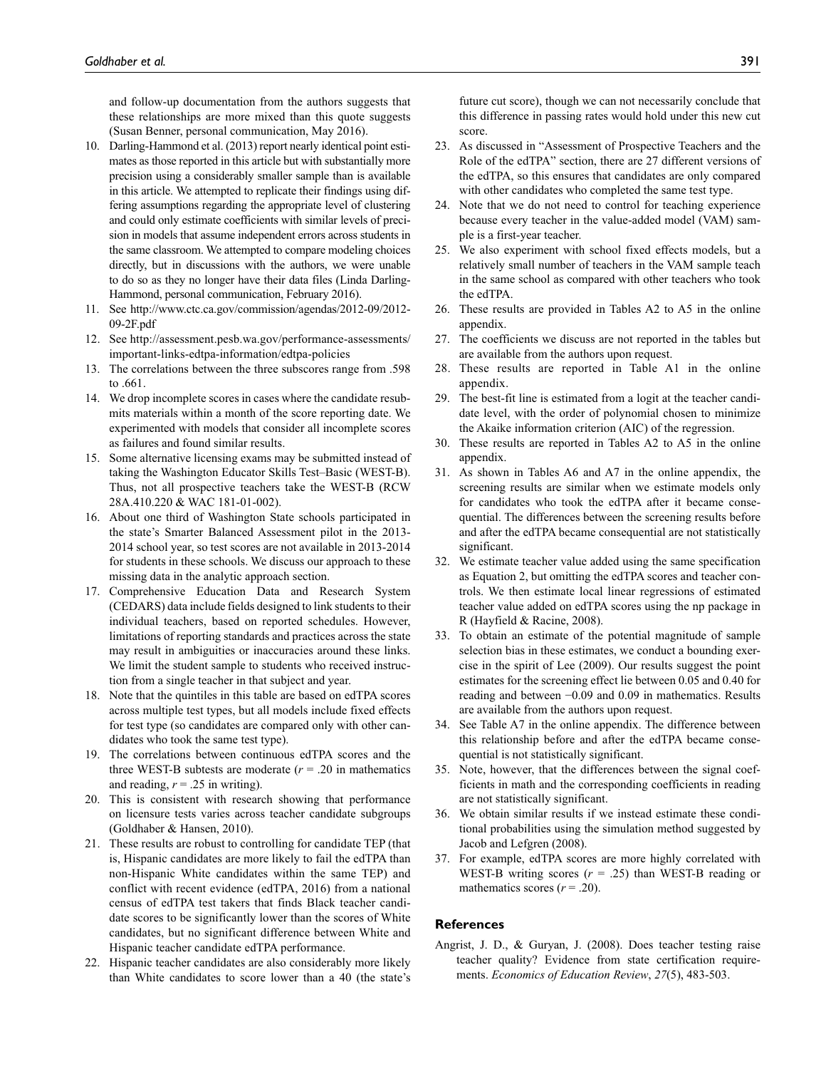and follow-up documentation from the authors suggests that these relationships are more mixed than this quote suggests (Susan Benner, personal communication, May 2016).

10. Darling-Hammond et al. (2013) report nearly identical point estimates as those reported in this article but with substantially more precision using a considerably smaller sample than is available in this article. We attempted to replicate their findings using differing assumptions regarding the appropriate level of clustering and could only estimate coefficients with similar levels of precision in models that assume independent errors across students in the same classroom. We attempted to compare modeling choices directly, but in discussions with the authors, we were unable to do so as they no longer have their data files (Linda Darling-Hammond, personal communication, February 2016).
11. See http://www.ctc.ca.gov/commission/agendas/2012-09/2012-09-2F.pdf
12. See http://assessment.pesb.wa.gov/performance-assessments/important-links-edtpa-information/edtpa-policies
13. The correlations between the three subscores range from .598 to .661.
14. We drop incomplete scores in cases where the candidate resubmits materials within a month of the score reporting date. We experimented with models that consider all incomplete scores as failures and found similar results.
15. Some alternative licensing exams may be submitted instead of taking the Washington Educator Skills Test–Basic (WEST-B). Thus, not all prospective teachers take the WEST-B (RCW 28A.410.220 & WAC 181-01-002).
16. About one third of Washington State schools participated in the state's Smarter Balanced Assessment pilot in the 2013-2014 school year, so test scores are not available in 2013-2014 for students in these schools. We discuss our approach to these missing data in the analytic approach section.
17. Comprehensive Education Data and Research System (CEDARS) data include fields designed to link students to their individual teachers, based on reported schedules. However, limitations of reporting standards and practices across the state may result in ambiguities or inaccuracies around these links. We limit the student sample to students who received instruction from a single teacher in that subject and year.
18. Note that the quintiles in this table are based on edTPA scores across multiple test types, but all models include fixed effects for test type (so candidates are compared only with other candidates who took the same test type).
19. The correlations between continuous edTPA scores and the three WEST-B subtests are moderate ($r$ = .20 in mathematics and reading, $r$ = .25 in writing).
20. This is consistent with research showing that performance on licensure tests varies across teacher candidate subgroups (Goldhaber & Hansen, 2010).
21. These results are robust to controlling for candidate TEP (that is, Hispanic candidates are more likely to fail the edTPA than non-Hispanic White candidates within the same TEP) and conflict with recent evidence (edTPA, 2016) from a national census of edTPA test takers that finds Black teacher candidate scores to be significantly lower than the scores of White candidates, but no significant difference between White and Hispanic teacher candidate edTPA performance.
22. Hispanic teacher candidates are also considerably more likely than White candidates to score lower than a 40 (the state's future cut score), though we can not necessarily conclude that this difference in passing rates would hold under this new cut score.
23. As discussed in "Assessment of Prospective Teachers and the Role of the edTPA" section, there are 27 different versions of the edTPA, so this ensures that candidates are only compared with other candidates who completed the same test type.
24. Note that we do not need to control for teaching experience because every teacher in the value-added model (VAM) sample is a first-year teacher.
25. We also experiment with school fixed effects models, but a relatively small number of teachers in the VAM sample teach in the same school as compared with other teachers who took the edTPA.
26. These results are provided in Tables A2 to A5 in the online appendix.
27. The coefficients we discuss are not reported in the tables but are available from the authors upon request.
28. These results are reported in Table A1 in the online appendix.
29. The best-fit line is estimated from a logit at the teacher candidate level, with the order of polynomial chosen to minimize the Akaike information criterion (AIC) of the regression.
30. These results are reported in Tables A2 to A5 in the online appendix.
31. As shown in Tables A6 and A7 in the online appendix, the screening results are similar when we estimate models only for candidates who took the edTPA after it became consequential. The differences between the screening results before and after the edTPA became consequential are not statistically significant.
32. We estimate teacher value added using the same specification as Equation 2, but omitting the edTPA scores and teacher controls. We then estimate local linear regressions of estimated teacher value added on edTPA scores using the np package in R (Hayfield & Racine, 2008).
33. To obtain an estimate of the potential magnitude of sample selection bias in these estimates, we conduct a bounding exercise in the spirit of Lee (2009). Our results suggest the point estimates for the screening effect lie between 0.05 and 0.40 for reading and between −0.09 and 0.09 in mathematics. Results are available from the authors upon request.
34. See Table A7 in the online appendix. The difference between this relationship before and after the edTPA became consequential is not statistically significant.
35. Note, however, that the differences between the signal coefficients in math and the corresponding coefficients in reading are not statistically significant.
36. We obtain similar results if we instead estimate these conditional probabilities using the simulation method suggested by Jacob and Lefgren (2008).
37. For example, edTPA scores are more highly correlated with WEST-B writing scores ($r$ = .25) than WEST-B reading or mathematics scores ($r$ = .20).

## References

Angrist, J. D., & Guryan, J. (2008). Does teacher testing raise teacher quality? Evidence from state certification requirements. *Economics of Education Review*, *27*(5), 483-503.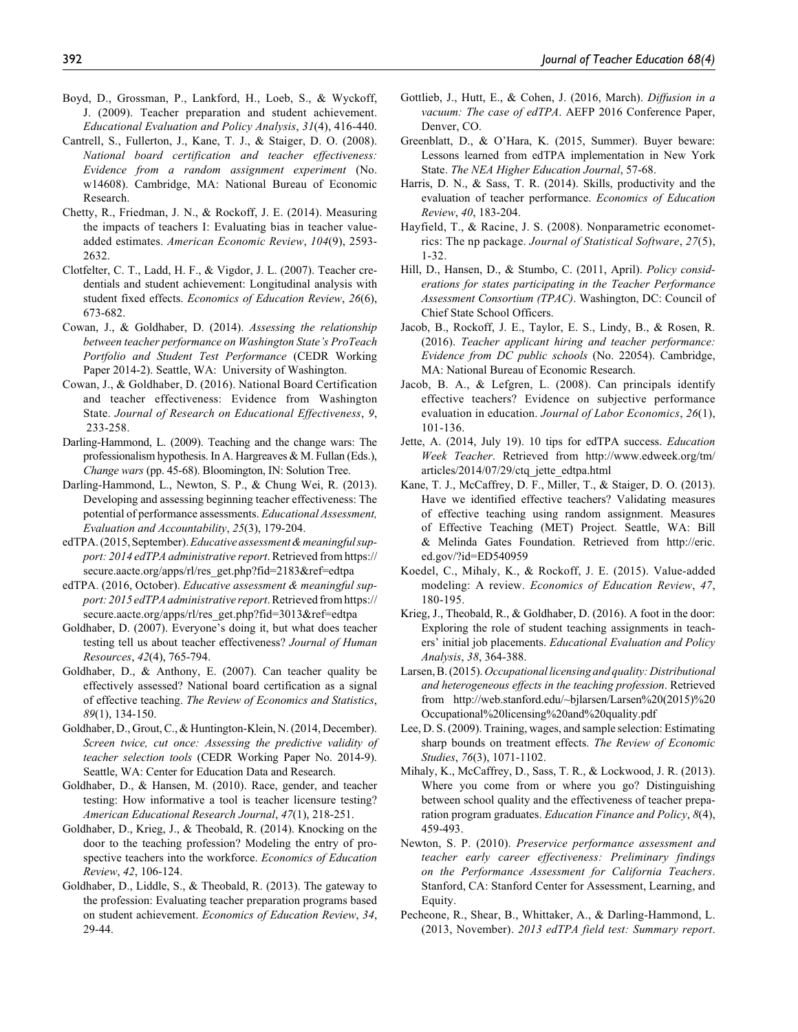Boyd, D., Grossman, P., Lankford, H., Loeb, S., & Wyckoff, J. (2009). Teacher preparation and student achievement. *Educational Evaluation and Policy Analysis*, *31*(4), 416-440.

Cantrell, S., Fullerton, J., Kane, T. J., & Staiger, D. O. (2008). *National board certification and teacher effectiveness: Evidence from a random assignment experiment* (No. w14608). Cambridge, MA: National Bureau of Economic Research.

Chetty, R., Friedman, J. N., & Rockoff, J. E. (2014). Measuring the impacts of teachers I: Evaluating bias in teacher value-added estimates. *American Economic Review*, *104*(9), 2593-2632.

Clotfelter, C. T., Ladd, H. F., & Vigdor, J. L. (2007). Teacher credentials and student achievement: Longitudinal analysis with student fixed effects. *Economics of Education Review*, *26*(6), 673-682.

Cowan, J., & Goldhaber, D. (2014). *Assessing the relationship between teacher performance on Washington State's ProTeach Portfolio and Student Test Performance* (CEDR Working Paper 2014-2). Seattle, WA: University of Washington.

Cowan, J., & Goldhaber, D. (2016). National Board Certification and teacher effectiveness: Evidence from Washington State. *Journal of Research on Educational Effectiveness*, *9*, 233-258.

Darling-Hammond, L. (2009). Teaching and the change wars: The professionalism hypothesis. In A. Hargreaves & M. Fullan (Eds.), *Change wars* (pp. 45-68). Bloomington, IN: Solution Tree.

Darling-Hammond, L., Newton, S. P., & Chung Wei, R. (2013). Developing and assessing beginning teacher effectiveness: The potential of performance assessments. *Educational Assessment, Evaluation and Accountability*, *25*(3), 179-204.

edTPA. (2015, September). *Educative assessment & meaningful support: 2014 edTPA administrative report*. Retrieved from https://secure.aacte.org/apps/rl/res_get.php?fid=2183&ref=edtpa

edTPA. (2016, October). *Educative assessment & meaningful support: 2015 edTPA administrative report*. Retrieved from https://secure.aacte.org/apps/rl/res_get.php?fid=3013&ref=edtpa

Goldhaber, D. (2007). Everyone's doing it, but what does teacher testing tell us about teacher effectiveness? *Journal of Human Resources*, *42*(4), 765-794.

Goldhaber, D., & Anthony, E. (2007). Can teacher quality be effectively assessed? National board certification as a signal of effective teaching. *The Review of Economics and Statistics*, *89*(1), 134-150.

Goldhaber, D., Grout, C., & Huntington-Klein, N. (2014, December). *Screen twice, cut once: Assessing the predictive validity of teacher selection tools* (CEDR Working Paper No. 2014-9). Seattle, WA: Center for Education Data and Research.

Goldhaber, D., & Hansen, M. (2010). Race, gender, and teacher testing: How informative a tool is teacher licensure testing? *American Educational Research Journal*, *47*(1), 218-251.

Goldhaber, D., Krieg, J., & Theobald, R. (2014). Knocking on the door to the teaching profession? Modeling the entry of prospective teachers into the workforce. *Economics of Education Review*, *42*, 106-124.

Goldhaber, D., Liddle, S., & Theobald, R. (2013). The gateway to the profession: Evaluating teacher preparation programs based on student achievement. *Economics of Education Review*, *34*, 29-44.

Gottlieb, J., Hutt, E., & Cohen, J. (2016, March). *Diffusion in a vacuum: The case of edTPA*. AEFP 2016 Conference Paper, Denver, CO.

Greenblatt, D., & O'Hara, K. (2015, Summer). Buyer beware: Lessons learned from edTPA implementation in New York State. *The NEA Higher Education Journal*, 57-68.

Harris, D. N., & Sass, T. R. (2014). Skills, productivity and the evaluation of teacher performance. *Economics of Education Review*, *40*, 183-204.

Hayfield, T., & Racine, J. S. (2008). Nonparametric econometrics: The np package. *Journal of Statistical Software*, *27*(5), 1-32.

Hill, D., Hansen, D., & Stumbo, C. (2011, April). *Policy considerations for states participating in the Teacher Performance Assessment Consortium (TPAC)*. Washington, DC: Council of Chief State School Officers.

Jacob, B., Rockoff, J. E., Taylor, E. S., Lindy, B., & Rosen, R. (2016). *Teacher applicant hiring and teacher performance: Evidence from DC public schools* (No. 22054). Cambridge, MA: National Bureau of Economic Research.

Jacob, B. A., & Lefgren, L. (2008). Can principals identify effective teachers? Evidence on subjective performance evaluation in education. *Journal of Labor Economics*, *26*(1), 101-136.

Jette, A. (2014, July 19). 10 tips for edTPA success. *Education Week Teacher*. Retrieved from http://www.edweek.org/tm/articles/2014/07/29/ctq_jette_edtpa.html

Kane, T. J., McCaffrey, D. F., Miller, T., & Staiger, D. O. (2013). Have we identified effective teachers? Validating measures of effective teaching using random assignment. Measures of Effective Teaching (MET) Project. Seattle, WA: Bill & Melinda Gates Foundation. Retrieved from http://eric.ed.gov/?id=ED540959

Koedel, C., Mihaly, K., & Rockoff, J. E. (2015). Value-added modeling: A review. *Economics of Education Review*, *47*, 180-195.

Krieg, J., Theobald, R., & Goldhaber, D. (2016). A foot in the door: Exploring the role of student teaching assignments in teachers' initial job placements. *Educational Evaluation and Policy Analysis*, *38*, 364-388.

Larsen, B. (2015). *Occupational licensing and quality: Distributional and heterogeneous effects in the teaching profession*. Retrieved from http://web.stanford.edu/~bjlarsen/Larsen%20(2015)%20Occupational%20licensing%20and%20quality.pdf

Lee, D. S. (2009). Training, wages, and sample selection: Estimating sharp bounds on treatment effects. *The Review of Economic Studies*, *76*(3), 1071-1102.

Mihaly, K., McCaffrey, D., Sass, T. R., & Lockwood, J. R. (2013). Where you come from or where you go? Distinguishing between school quality and the effectiveness of teacher preparation program graduates. *Education Finance and Policy*, *8*(4), 459-493.

Newton, S. P. (2010). *Preservice performance assessment and teacher early career effectiveness: Preliminary findings on the Performance Assessment for California Teachers*. Stanford, CA: Stanford Center for Assessment, Learning, and Equity.

Pecheone, R., Shear, B., Whittaker, A., & Darling-Hammond, L. (2013, November). *2013 edTPA field test: Summary report*.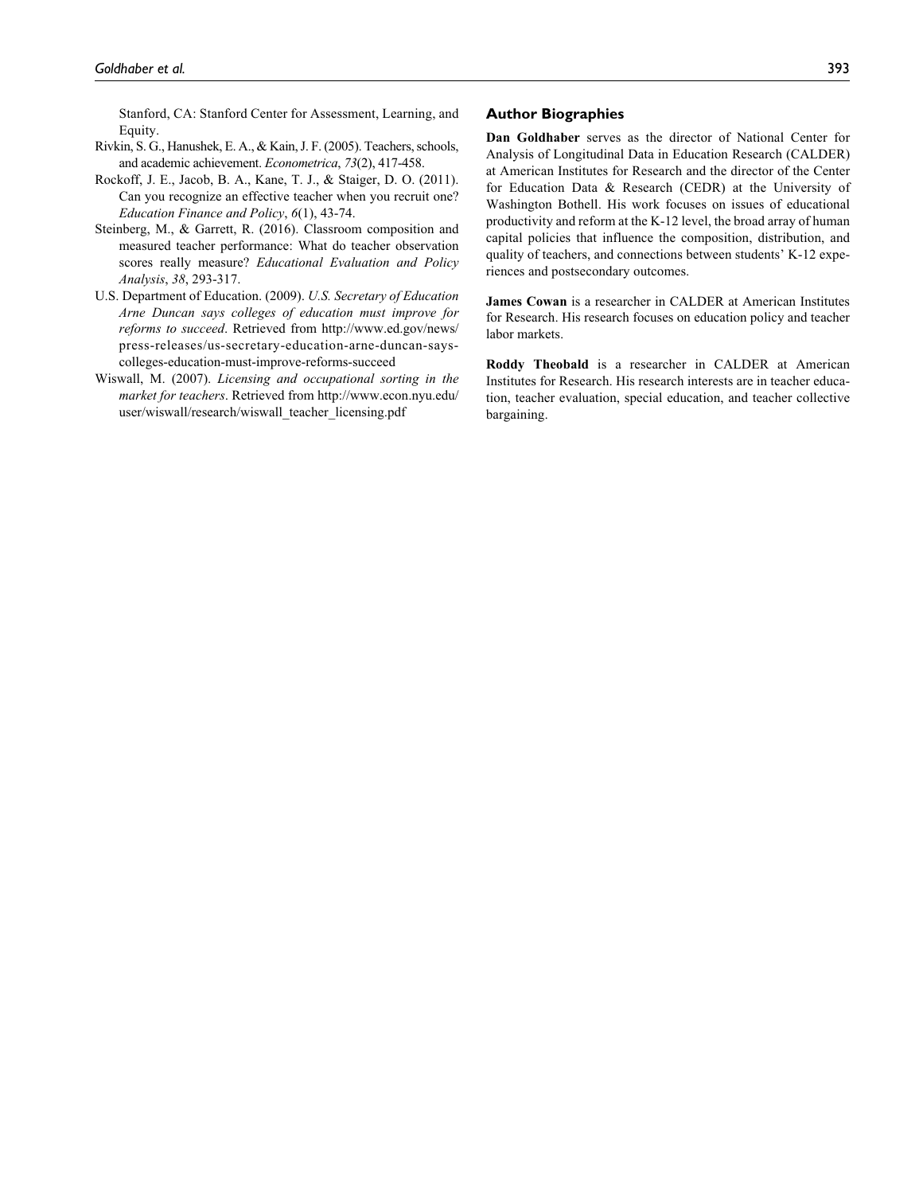Stanford, CA: Stanford Center for Assessment, Learning, and Equity.

Rivkin, S. G., Hanushek, E. A., & Kain, J. F. (2005). Teachers, schools, and academic achievement. *Econometrica*, *73*(2), 417-458.

Rockoff, J. E., Jacob, B. A., Kane, T. J., & Staiger, D. O. (2011). Can you recognize an effective teacher when you recruit one? *Education Finance and Policy*, *6*(1), 43-74.

Steinberg, M., & Garrett, R. (2016). Classroom composition and measured teacher performance: What do teacher observation scores really measure? *Educational Evaluation and Policy Analysis*, *38*, 293-317.

U.S. Department of Education. (2009). *U.S. Secretary of Education Arne Duncan says colleges of education must improve for reforms to succeed*. Retrieved from http://www.ed.gov/news/press-releases/us-secretary-education-arne-duncan-says-colleges-education-must-improve-reforms-succeed

Wiswall, M. (2007). *Licensing and occupational sorting in the market for teachers*. Retrieved from http://www.econ.nyu.edu/user/wiswall/research/wiswall_teacher_licensing.pdf

## Author Biographies

**Dan Goldhaber** serves as the director of National Center for Analysis of Longitudinal Data in Education Research (CALDER) at American Institutes for Research and the director of the Center for Education Data & Research (CEDR) at the University of Washington Bothell. His work focuses on issues of educational productivity and reform at the K-12 level, the broad array of human capital policies that influence the composition, distribution, and quality of teachers, and connections between students' K-12 experiences and postsecondary outcomes.

**James Cowan** is a researcher in CALDER at American Institutes for Research. His research focuses on education policy and teacher labor markets.

**Roddy Theobald** is a researcher in CALDER at American Institutes for Research. His research interests are in teacher education, teacher evaluation, special education, and teacher collective bargaining.